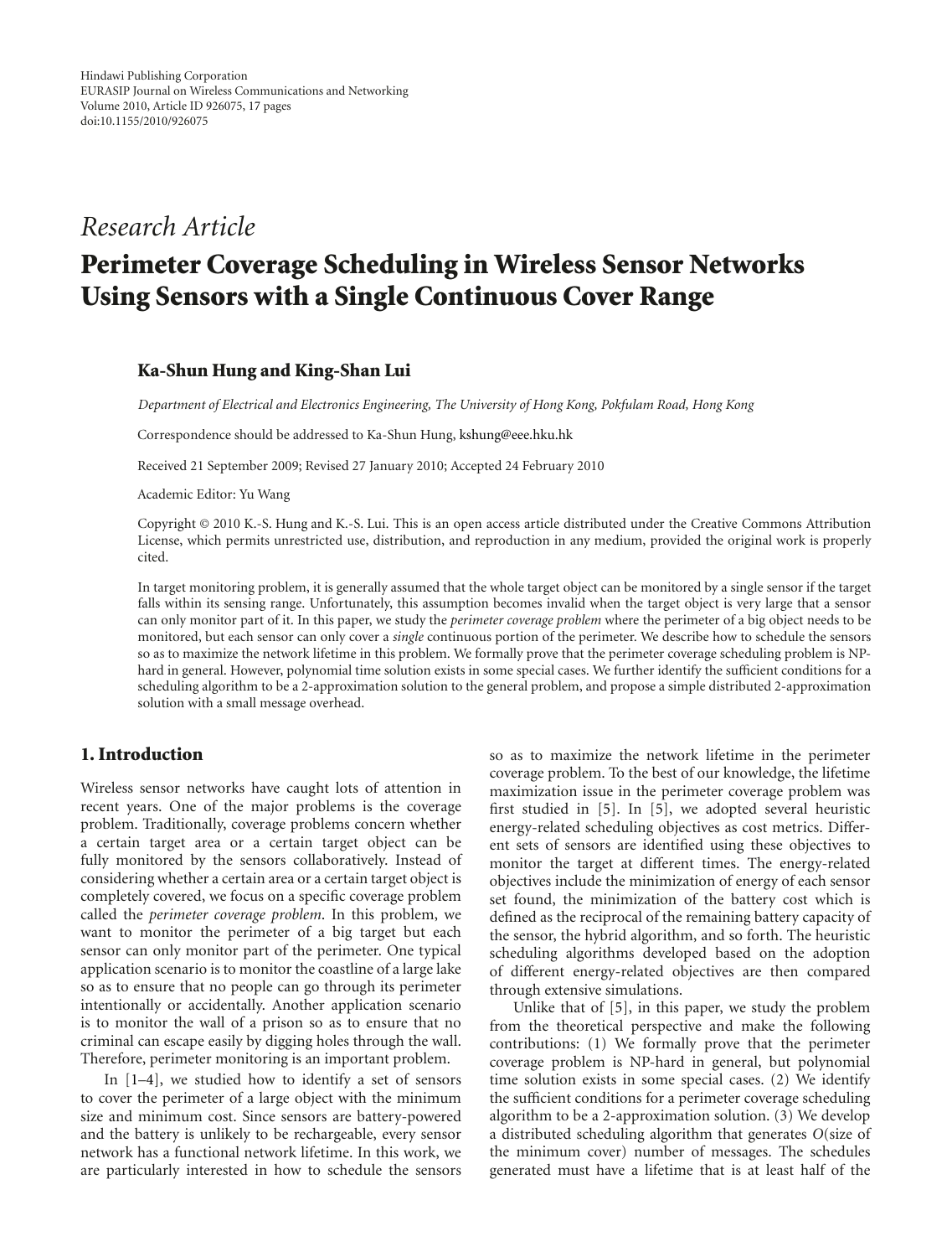Hindawi Publishing Corporation
EURASIP Journal on Wireless Communications and Networking
Volume 2010, Article ID 926075, 17 pages
doi:10.1155/2010/926075

*Research Article*

# Perimeter Coverage Scheduling in Wireless Sensor Networks Using Sensors with a Single Continuous Cover Range

**Ka-Shun Hung and King-Shan Lui**

*Department of Electrical and Electronics Engineering, The University of Hong Kong, Pokfulam Road, Hong Kong*

Correspondence should be addressed to Ka-Shun Hung, kshung@eee.hku.hk

Received 21 September 2009; Revised 27 January 2010; Accepted 24 February 2010

Academic Editor: Yu Wang

Copyright © 2010 K.-S. Hung and K.-S. Lui. This is an open access article distributed under the Creative Commons Attribution License, which permits unrestricted use, distribution, and reproduction in any medium, provided the original work is properly cited.

In target monitoring problem, it is generally assumed that the whole target object can be monitored by a single sensor if the target falls within its sensing range. Unfortunately, this assumption becomes invalid when the target object is very large that a sensor can only monitor part of it. In this paper, we study the *perimeter coverage problem* where the perimeter of a big object needs to be monitored, but each sensor can only cover a *single* continuous portion of the perimeter. We describe how to schedule the sensors so as to maximize the network lifetime in this problem. We formally prove that the perimeter coverage scheduling problem is NP-hard in general. However, polynomial time solution exists in some special cases. We further identify the sufficient conditions for a scheduling algorithm to be a 2-approximation solution to the general problem, and propose a simple distributed 2-approximation solution with a small message overhead.

## 1. Introduction

Wireless sensor networks have caught lots of attention in recent years. One of the major problems is the coverage problem. Traditionally, coverage problems concern whether a certain target area or a certain target object can be fully monitored by the sensors collaboratively. Instead of considering whether a certain area or a certain target object is completely covered, we focus on a specific coverage problem called the *perimeter coverage problem*. In this problem, we want to monitor the perimeter of a big target but each sensor can only monitor part of the perimeter. One typical application scenario is to monitor the coastline of a large lake so as to ensure that no people can go through its perimeter intentionally or accidentally. Another application scenario is to monitor the wall of a prison so as to ensure that no criminal can escape easily by digging holes through the wall. Therefore, perimeter monitoring is an important problem.

In [1–4], we studied how to identify a set of sensors to cover the perimeter of a large object with the minimum size and minimum cost. Since sensors are battery-powered and the battery is unlikely to be rechargeable, every sensor network has a functional network lifetime. In this work, we are particularly interested in how to schedule the sensors so as to maximize the network lifetime in the perimeter coverage problem. To the best of our knowledge, the lifetime maximization issue in the perimeter coverage problem was first studied in [5]. In [5], we adopted several heuristic energy-related scheduling objectives as cost metrics. Different sets of sensors are identified using these objectives to monitor the target at different times. The energy-related objectives include the minimization of energy of each sensor set found, the minimization of the battery cost which is defined as the reciprocal of the remaining battery capacity of the sensor, the hybrid algorithm, and so forth. The heuristic scheduling algorithms developed based on the adoption of different energy-related objectives are then compared through extensive simulations.

Unlike that of [5], in this paper, we study the problem from the theoretical perspective and make the following contributions: (1) We formally prove that the perimeter coverage problem is NP-hard in general, but polynomial time solution exists in some special cases. (2) We identify the sufficient conditions for a perimeter coverage scheduling algorithm to be a 2-approximation solution. (3) We develop a distributed scheduling algorithm that generates $O$(size of the minimum cover) number of messages. The schedules generated must have a lifetime that is at least half of the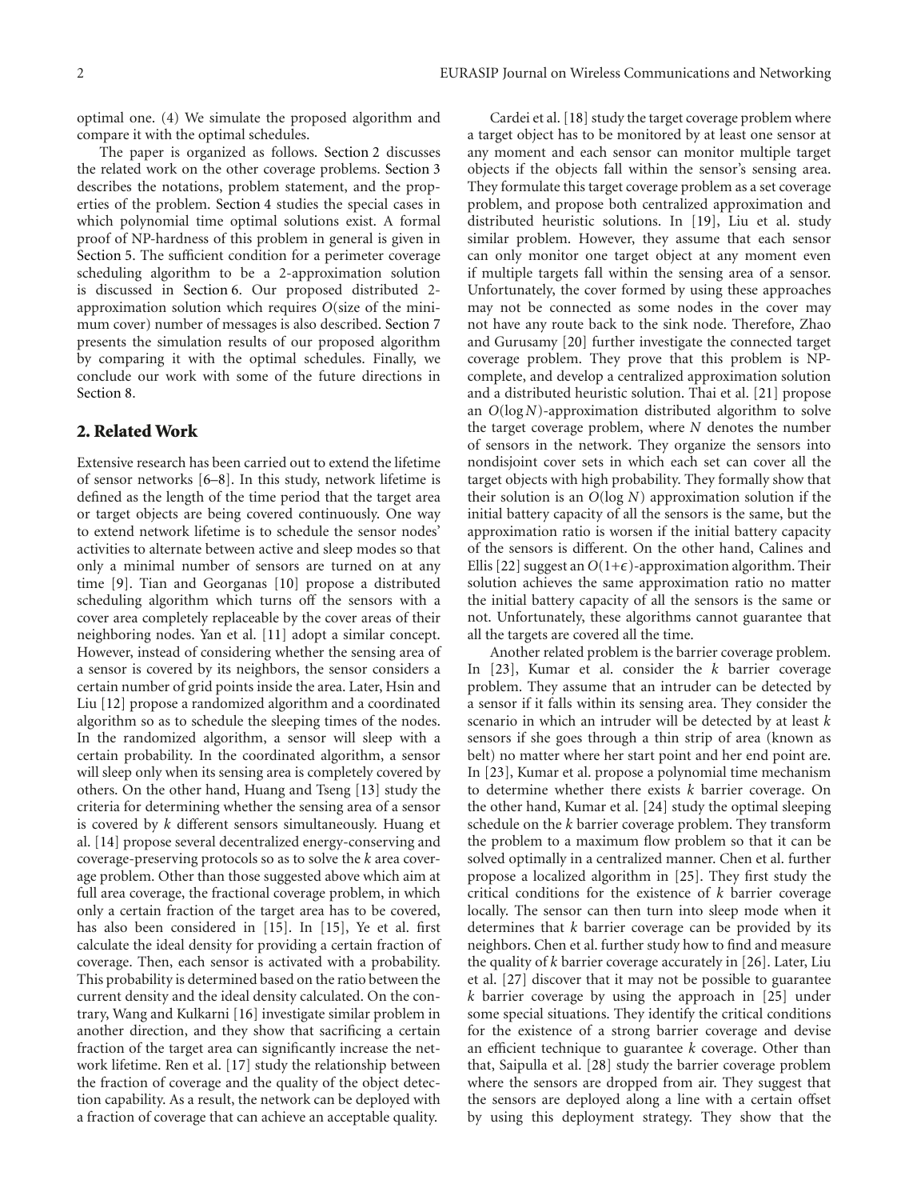optimal one. (4) We simulate the proposed algorithm and compare it with the optimal schedules.

The paper is organized as follows. Section 2 discusses the related work on the other coverage problems. Section 3 describes the notations, problem statement, and the properties of the problem. Section 4 studies the special cases in which polynomial time optimal solutions exist. A formal proof of NP-hardness of this problem in general is given in Section 5. The sufficient condition for a perimeter coverage scheduling algorithm to be a 2-approximation solution is discussed in Section 6. Our proposed distributed 2-approximation solution which requires $O$(size of the minimum cover) number of messages is also described. Section 7 presents the simulation results of our proposed algorithm by comparing it with the optimal schedules. Finally, we conclude our work with some of the future directions in Section 8.

## 2. Related Work

Extensive research has been carried out to extend the lifetime of sensor networks [6–8]. In this study, network lifetime is defined as the length of the time period that the target area or target objects are being covered continuously. One way to extend network lifetime is to schedule the sensor nodes' activities to alternate between active and sleep modes so that only a minimal number of sensors are turned on at any time [9]. Tian and Georganas [10] propose a distributed scheduling algorithm which turns off the sensors with a cover area completely replaceable by the cover areas of their neighboring nodes. Yan et al. [11] adopt a similar concept. However, instead of considering whether the sensing area of a sensor is covered by its neighbors, the sensor considers a certain number of grid points inside the area. Later, Hsin and Liu [12] propose a randomized algorithm and a coordinated algorithm so as to schedule the sleeping times of the nodes. In the randomized algorithm, a sensor will sleep with a certain probability. In the coordinated algorithm, a sensor will sleep only when its sensing area is completely covered by others. On the other hand, Huang and Tseng [13] study the criteria for determining whether the sensing area of a sensor is covered by $k$ different sensors simultaneously. Huang et al. [14] propose several decentralized energy-conserving and coverage-preserving protocols so as to solve the $k$ area coverage problem. Other than those suggested above which aim at full area coverage, the fractional coverage problem, in which only a certain fraction of the target area has to be covered, has also been considered in [15]. In [15], Ye et al. first calculate the ideal density for providing a certain fraction of coverage. Then, each sensor is activated with a probability. This probability is determined based on the ratio between the current density and the ideal density calculated. On the contrary, Wang and Kulkarni [16] investigate similar problem in another direction, and they show that sacrificing a certain fraction of the target area can significantly increase the network lifetime. Ren et al. [17] study the relationship between the fraction of coverage and the quality of the object detection capability. As a result, the network can be deployed with a fraction of coverage that can achieve an acceptable quality.

Cardei et al. [18] study the target coverage problem where a target object has to be monitored by at least one sensor at any moment and each sensor can monitor multiple target objects if the objects fall within the sensor's sensing area. They formulate this target coverage problem as a set coverage problem, and propose both centralized approximation and distributed heuristic solutions. In [19], Liu et al. study similar problem. However, they assume that each sensor can only monitor one target object at any moment even if multiple targets fall within the sensing area of a sensor. Unfortunately, the cover formed by using these approaches may not be connected as some nodes in the cover may not have any route back to the sink node. Therefore, Zhao and Gurusamy [20] further investigate the connected target coverage problem. They prove that this problem is NP-complete, and develop a centralized approximation solution and a distributed heuristic solution. Thai et al. [21] propose an $O(\log N)$-approximation distributed algorithm to solve the target coverage problem, where $N$ denotes the number of sensors in the network. They organize the sensors into nondisjoint cover sets in which each set can cover all the target objects with high probability. They formally show that their solution is an $O(\log N)$ approximation solution if the initial battery capacity of all the sensors is the same, but the approximation ratio is worsen if the initial battery capacity of the sensors is different. On the other hand, Calines and Ellis [22] suggest an $O(1+\epsilon)$-approximation algorithm. Their solution achieves the same approximation ratio no matter the initial battery capacity of all the sensors is the same or not. Unfortunately, these algorithms cannot guarantee that all the targets are covered all the time.

Another related problem is the barrier coverage problem. In [23], Kumar et al. consider the $k$ barrier coverage problem. They assume that an intruder can be detected by a sensor if it falls within its sensing area. They consider the scenario in which an intruder will be detected by at least $k$ sensors if she goes through a thin strip of area (known as belt) no matter where her start point and her end point are. In [23], Kumar et al. propose a polynomial time mechanism to determine whether there exists $k$ barrier coverage. On the other hand, Kumar et al. [24] study the optimal sleeping schedule on the $k$ barrier coverage problem. They transform the problem to a maximum flow problem so that it can be solved optimally in a centralized manner. Chen et al. further propose a localized algorithm in [25]. They first study the critical conditions for the existence of $k$ barrier coverage locally. The sensor can then turn into sleep mode when it determines that $k$ barrier coverage can be provided by its neighbors. Chen et al. further study how to find and measure the quality of $k$ barrier coverage accurately in [26]. Later, Liu et al. [27] discover that it may not be possible to guarantee $k$ barrier coverage by using the approach in [25] under some special situations. They identify the critical conditions for the existence of a strong barrier coverage and devise an efficient technique to guarantee $k$ coverage. Other than that, Saipulla et al. [28] study the barrier coverage problem where the sensors are dropped from air. They suggest that the sensors are deployed along a line with a certain offset by using this deployment strategy. They show that the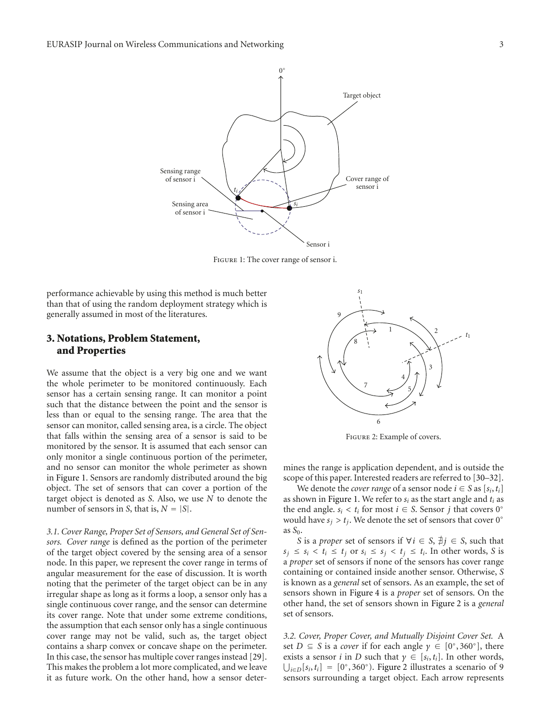0°

Target object

Sensing range of sensor i

Cover range of sensor i

Sensing area of sensor i

$t_i$

$s_i$

Sensor i

Figure 1: The cover range of sensor i.

performance achievable by using this method is much better than that of using the random deployment strategy which is generally assumed in most of the literatures.

## 3. Notations, Problem Statement, and Properties

We assume that the object is a very big one and we want the whole perimeter to be monitored continuously. Each sensor has a certain sensing range. It can monitor a point such that the distance between the point and the sensor is less than or equal to the sensing range. The area that the sensor can monitor, called sensing area, is a circle. The object that falls within the sensing area of a sensor is said to be monitored by the sensor. It is assumed that each sensor can only monitor a single continuous portion of the perimeter, and no sensor can monitor the whole perimeter as shown in Figure 1. Sensors are randomly distributed around the big object. The set of sensors that can cover a portion of the target object is denoted as $S$. Also, we use $N$ to denote the number of sensors in $S$, that is, $N = |S|$.

*3.1. Cover Range, Proper Set of Sensors, and General Set of Sensors.* *Cover range* is defined as the portion of the perimeter of the target object covered by the sensing area of a sensor node. In this paper, we represent the cover range in terms of angular measurement for the ease of discussion. It is worth noting that the perimeter of the target object can be in any irregular shape as long as it forms a loop, a sensor only has a single continuous cover range, and the sensor can determine its cover range. Note that under some extreme conditions, the assumption that each sensor only has a single continuous cover range may not be valid, such as, the target object contains a sharp convex or concave shape on the perimeter. In this case, the sensor has multiple cover ranges instead [29]. This makes the problem a lot more complicated, and we leave it as future work. On the other hand, how a sensor determines the range is application dependent, and is outside the scope of this paper. Interested readers are referred to [30–32].

$s_1$

$t_1$

9

1

2

8

3

4

7

5

6

Figure 2: Example of covers.

We denote the *cover range* of a sensor node $i \in S$ as $[s_i, t_i]$ as shown in Figure 1. We refer to $s_i$ as the start angle and $t_i$ as the end angle. $s_i < t_i$ for most $i \in S$. Sensor $j$ that covers 0° would have $s_j > t_j$. We denote the set of sensors that cover 0° as $S_0$.

$S$ is a *proper* set of sensors if $\forall i \in S$, $\nexists j \in S$, such that $s_j \le s_i < t_i \le t_j$ or $s_i \le s_j < t_j \le t_i$. In other words, $S$ is a *proper* set of sensors if none of the sensors has cover range containing or contained inside another sensor. Otherwise, $S$ is known as a *general* set of sensors. As an example, the set of sensors shown in Figure 4 is a *proper* set of sensors. On the other hand, the set of sensors shown in Figure 2 is a *general* set of sensors.

*3.2. Cover, Proper Cover, and Mutually Disjoint Cover Set.* A set $D \subseteq S$ is a *cover* if for each angle $\gamma \in [0°, 360°]$, there exists a sensor $i$ in $D$ such that $\gamma \in [s_i, t_i]$. In other words, $\bigcup_{i \in D} [s_i, t_i] = [0°, 360°)$. Figure 2 illustrates a scenario of 9 sensors surrounding a target object. Each arrow represents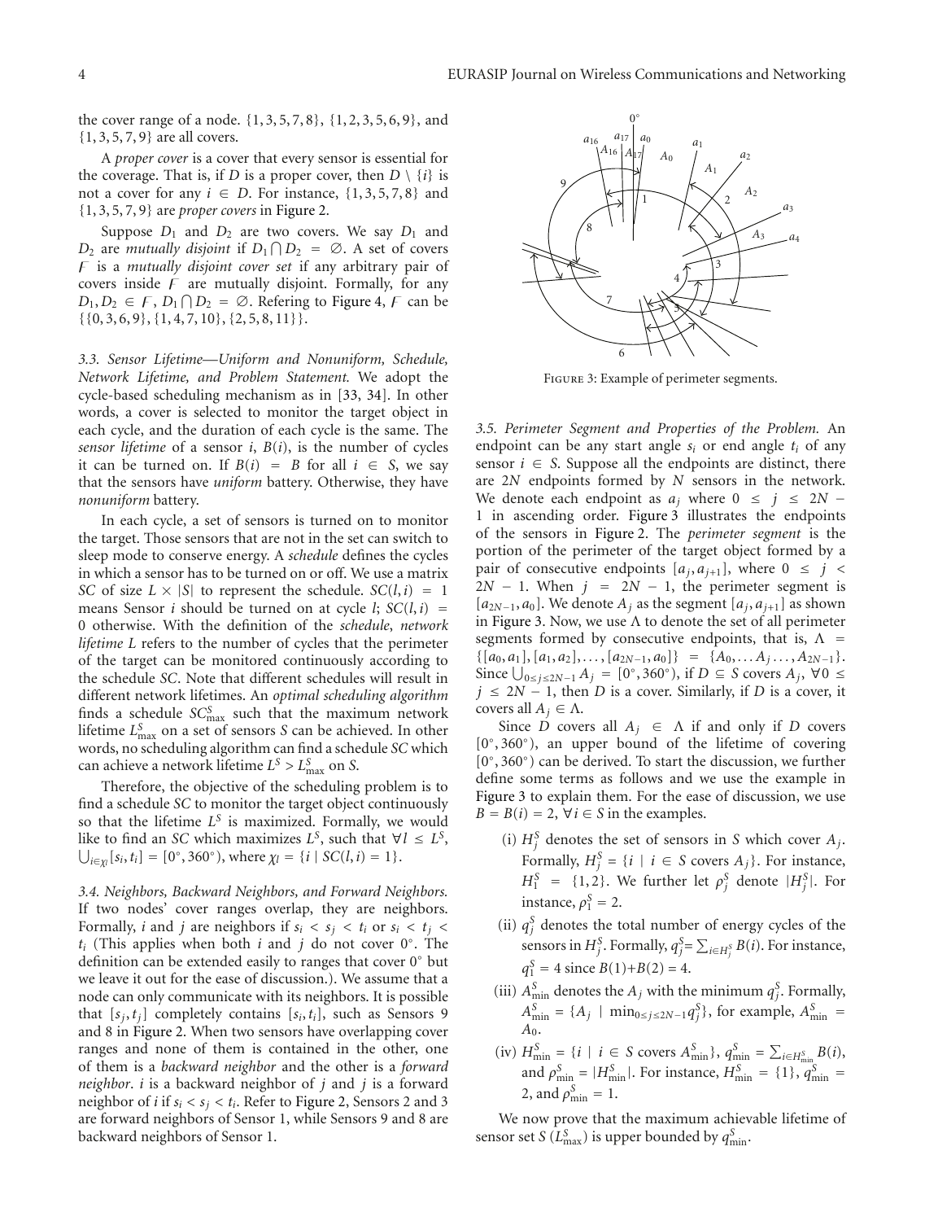the cover range of a node. $\{1, 3, 5, 7, 8\}$, $\{1, 2, 3, 5, 6, 9\}$, and $\{1, 3, 5, 7, 9\}$ are all covers.

A *proper cover* is a cover that every sensor is essential for the coverage. That is, if $D$ is a proper cover, then $D \setminus \{i\}$ is not a cover for any $i \in D$. For instance, $\{1, 3, 5, 7, 8\}$ and $\{1, 3, 5, 7, 9\}$ are *proper covers* in Figure 2.

Suppose $D_1$ and $D_2$ are two covers. We say $D_1$ and $D_2$ are *mutually disjoint* if $D_1 \bigcap D_2 = \emptyset$. A set of covers $\digamma$ is a *mutually disjoint cover set* if any arbitrary pair of covers inside $\digamma$ are mutually disjoint. Formally, for any $D_1, D_2 \in \digamma$, $D_1 \bigcap D_2 = \emptyset$. Refering to Figure 4, $\digamma$ can be $\{\{0, 3, 6, 9\}, \{1, 4, 7, 10\}, \{2, 5, 8, 11\}\}$.

*3.3. Sensor Lifetime—Uniform and Nonuniform, Schedule, Network Lifetime, and Problem Statement.* We adopt the cycle-based scheduling mechanism as in [33, 34]. In other words, a cover is selected to monitor the target object in each cycle, and the duration of each cycle is the same. The *sensor lifetime* of a sensor $i$, $B(i)$, is the number of cycles it can be turned on. If $B(i) = B$ for all $i \in S$, we say that the sensors have *uniform* battery. Otherwise, they have *nonuniform* battery.

In each cycle, a set of sensors is turned on to monitor the target. Those sensors that are not in the set can switch to sleep mode to conserve energy. A *schedule* defines the cycles in which a sensor has to be turned on or off. We use a matrix $SC$ of size $L \times |S|$ to represent the schedule. $SC(l, i) = 1$ means Sensor $i$ should be turned on at cycle $l$; $SC(l, i) = 0$ otherwise. With the definition of the *schedule*, *network lifetime* $L$ refers to the number of cycles that the perimeter of the target can be monitored continuously according to the schedule $SC$. Note that different schedules will result in different network lifetimes. An *optimal scheduling algorithm* finds a schedule $SC^S_{\max}$ such that the maximum network lifetime $L^S_{\max}$ on a set of sensors $S$ can be achieved. In other words, no scheduling algorithm can find a schedule $SC$ which can achieve a network lifetime $L^S > L^S_{\max}$ on $S$.

Therefore, the objective of the scheduling problem is to find a schedule $SC$ to monitor the target object continuously so that the lifetime $L^S$ is maximized. Formally, we would like to find an $SC$ which maximizes $L^S$, such that $\forall l \leq L^S$, $\bigcup_{i \in \chi_l} [s_i, t_i] = [0^\circ, 360^\circ)$, where $\chi_l = \{i \mid SC(l, i) = 1\}$.

*3.4. Neighbors, Backward Neighbors, and Forward Neighbors.* If two nodes' cover ranges overlap, they are neighbors. Formally, $i$ and $j$ are neighbors if $s_i < s_j < t_i$ or $s_i < t_j < t_i$ (This applies when both $i$ and $j$ do not cover $0^\circ$. The definition can be extended easily to ranges that cover $0^\circ$ but we leave it out for the ease of discussion.). We assume that a node can only communicate with its neighbors. It is possible that $[s_j, t_j]$ completely contains $[s_i, t_i]$, such as Sensors 9 and 8 in Figure 2. When two sensors have overlapping cover ranges and none of them is contained in the other, one of them is a *backward neighbor* and the other is a *forward neighbor*. $i$ is a backward neighbor of $j$ and $j$ is a forward neighbor of $i$ if $s_i < s_j < t_i$. Refer to Figure 2, Sensors 2 and 3 are forward neighbors of Sensor 1, while Sensors 9 and 8 are backward neighbors of Sensor 1.

0°
$a_{16}$ $a_{17}$ $a_0$ $a_1$ $a_2$ $a_3$ $a_4$
$A_{16}$ $A_{17}$ $A_0$ $A_1$ $A_2$ $A_3$
1 2 3 4 5 6 7 8 9

Figure 3: Example of perimeter segments.

*3.5. Perimeter Segment and Properties of the Problem.* An endpoint can be any start angle $s_i$ or end angle $t_i$ of any sensor $i \in S$. Suppose all the endpoints are distinct, there are $2N$ endpoints formed by $N$ sensors in the network. We denote each endpoint as $a_j$ where $0 \leq j \leq 2N - 1$ in ascending order. Figure 3 illustrates the endpoints of the sensors in Figure 2. The *perimeter segment* is the portion of the perimeter of the target object formed by a pair of consecutive endpoints $[a_j, a_{j+1}]$, where $0 \leq j < 2N - 1$. When $j = 2N - 1$, the perimeter segment is $[a_{2N-1}, a_0]$. We denote $A_j$ as the segment $[a_j, a_{j+1}]$ as shown in Figure 3. Now, we use $\Lambda$ to denote the set of all perimeter segments formed by consecutive endpoints, that is, $\Lambda = \{[a_0, a_1], [a_1, a_2], \ldots, [a_{2N-1}, a_0]\} = \{A_0, \ldots A_j \ldots, A_{2N-1}\}$. Since $\bigcup_{0 \leq j \leq 2N-1} A_j = [0^\circ, 360^\circ)$, if $D \subseteq S$ covers $A_j$, $\forall 0 \leq j \leq 2N - 1$, then $D$ is a cover. Similarly, if $D$ is a cover, it covers all $A_j \in \Lambda$.

Since $D$ covers all $A_j \in \Lambda$ if and only if $D$ covers $[0^\circ, 360^\circ)$, an upper bound of the lifetime of covering $[0^\circ, 360^\circ)$ can be derived. To start the discussion, we further define some terms as follows and we use the example in Figure 3 to explain them. For the ease of discussion, we use $B = B(i) = 2$, $\forall i \in S$ in the examples.

(i) $H^S_j$ denotes the set of sensors in $S$ which cover $A_j$. Formally, $H^S_j = \{i \mid i \in S \text{ covers } A_j\}$. For instance, $H^S_1 = \{1, 2\}$. We further let $\rho^S_j$ denote $|H^S_j|$. For instance, $\rho^S_1 = 2$.

(ii) $q^S_j$ denotes the total number of energy cycles of the sensors in $H^S_j$. Formally, $q^S_j = \sum_{i \in H^S_j} B(i)$. For instance, $q^S_1 = 4$ since $B(1) + B(2) = 4$.

(iii) $A^S_{\min}$ denotes the $A_j$ with the minimum $q^S_j$. Formally, $A^S_{\min} = \{A_j \mid \min_{0 \leq j \leq 2N-1} q^S_j\}$, for example, $A^S_{\min} = A_0$.

(iv) $H^S_{\min} = \{i \mid i \in S \text{ covers } A^S_{\min}\}$, $q^S_{\min} = \sum_{i \in H^S_{\min}} B(i)$, and $\rho^S_{\min} = |H^S_{\min}|$. For instance, $H^S_{\min} = \{1\}$, $q^S_{\min} = 2$, and $\rho^S_{\min} = 1$.

We now prove that the maximum achievable lifetime of sensor set $S$ ($L^S_{\max}$) is upper bounded by $q^S_{\min}$.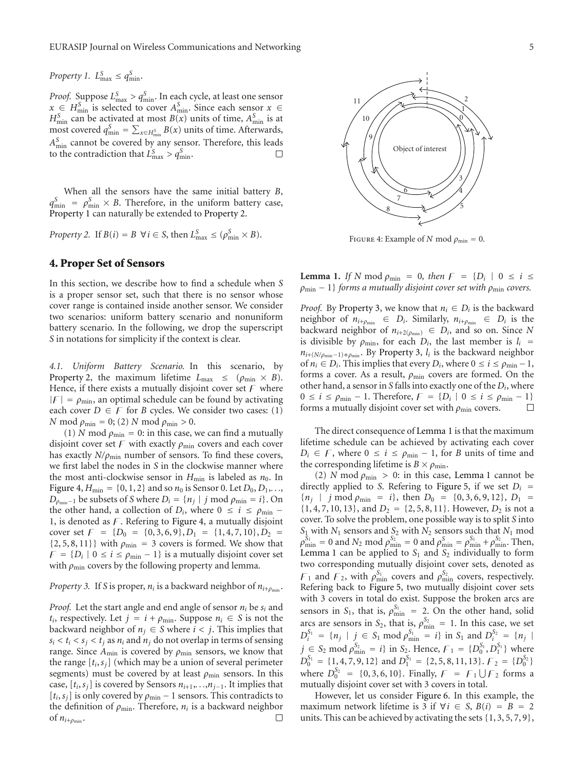*Property 1.* $L^S_{\max} \leq q^S_{\min}$.

*Proof.* Suppose $L^S_{\max} > q^S_{\min}$. In each cycle, at least one sensor $x \in H^S_{\min}$ is selected to cover $A^S_{\min}$. Since each sensor $x \in H^S_{\min}$ can be activated at most $B(x)$ units of time, $A^S_{\min}$ is at most covered $q^S_{\min} = \sum_{x \in H^S_{\min}} B(x)$ units of time. Afterwards, $A^S_{\min}$ cannot be covered by any sensor. Therefore, this leads to the contradiction that $L^S_{\max} > q^S_{\min}$. □

When all the sensors have the same initial battery $B$, $q^S_{\min} = \rho^S_{\min} \times B$. Therefore, in the uniform battery case, Property 1 can naturally be extended to Property 2.

*Property 2.* If $B(i) = B \ \forall i \in S$, then $L^S_{\max} \leq (\rho^S_{\min} \times B)$.

## 4. Proper Set of Sensors

In this section, we describe how to find a schedule when $S$ is a proper sensor set, such that there is no sensor whose cover range is contained inside another sensor. We consider two scenarios: uniform battery scenario and nonuniform battery scenario. In the following, we drop the superscript $S$ in notations for simplicity if the context is clear.

*4.1. Uniform Battery Scenario.* In this scenario, by Property 2, the maximum lifetime $L_{\max} \leq (\rho_{\min} \times B)$. Hence, if there exists a mutually disjoint cover set $\digamma$ where $|\digamma| = \rho_{\min}$, an optimal schedule can be found by activating each cover $D \in \digamma$ for $B$ cycles. We consider two cases: (1) $N \bmod \rho_{\min} = 0$; (2) $N \bmod \rho_{\min} > 0$.

(1) $N \bmod \rho_{\min} = 0$: in this case, we can find a mutually disjoint cover set $\digamma$ with exactly $\rho_{\min}$ covers and each cover has exactly $N/\rho_{\min}$ number of sensors. To find these covers, we first label the nodes in $S$ in the clockwise manner where the most anti-clockwise sensor in $H_{\min}$ is labeled as $n_0$. In Figure 4, $H_{\min} = \{0, 1, 2\}$ and so $n_0$ is Sensor 0. Let $D_0, D_1, \ldots, D_{\rho_{\min}-1}$ be subsets of $S$ where $D_i = \{n_j \mid j \bmod \rho_{\min} = i\}$. On the other hand, a collection of $D_i$, where $0 \leq i \leq \rho_{\min} - 1$, is denoted as $\digamma$. Refering to Figure 4, a mutually disjoint cover set $\digamma = \{D_0 = \{0, 3, 6, 9\}, D_1 = \{1, 4, 7, 10\}, D_2 = \{2, 5, 8, 11\}\}$ with $\rho_{\min} = 3$ covers is formed. We show that $\digamma = \{D_i \mid 0 \leq i \leq \rho_{\min} - 1\}$ is a mutually disjoint cover set with $\rho_{\min}$ covers by the following property and lemma.

*Property 3.* If $S$ is proper, $n_i$ is a backward neighbor of $n_{i+\rho_{\min}}$.

*Proof.* Let the start angle and end angle of sensor $n_i$ be $s_i$ and $t_i$, respectively. Let $j = i + \rho_{\min}$. Suppose $n_i \in S$ is not the backward neighbor of $n_j \in S$ where $i < j$. This implies that $s_i < t_i < s_j < t_j$ as $n_i$ and $n_j$ do not overlap in terms of sensing range. Since $A_{\min}$ is covered by $\rho_{\min}$ sensors, we know that the range $[t_i, s_j]$ (which may be a union of several perimeter segments) must be covered by at least $\rho_{\min}$ sensors. In this case, $[t_i, s_j]$ is covered by Sensors $n_{i+1}, \ldots, n_{j-1}$. It implies that $[t_i, s_j]$ is only covered by $\rho_{\min} - 1$ sensors. This contradicts to the definition of $\rho_{\min}$. Therefore, $n_i$ is a backward neighbor of $n_{i+\rho_{\min}}$. □

11
2
1
10
0
9
Object of interest
3
4
6
7
5
8

Figure 4: Example of $N \bmod \rho_{\min} = 0$.

**Lemma 1.** *If $N \bmod \rho_{\min} = 0$, then $\digamma = \{D_i \mid 0 \leq i \leq \rho_{\min} - 1\}$ forms a mutually disjoint cover set with $\rho_{\min}$ covers.*

*Proof.* By Property 3, we know that $n_i \in D_i$ is the backward neighbor of $n_{i+\rho_{\min}} \in D_i$. Similarly, $n_{i+\rho_{\min}} \in D_i$ is the backward neighbor of $n_{i+2(\rho_{\min})} \in D_i$, and so on. Since $N$ is divisible by $\rho_{\min}$, for each $D_i$, the last member is $l_i = n_{i+(N/\rho_{\min}-1)*\rho_{\min}}$. By Property 3, $l_i$ is the backward neighbor of $n_i \in D_i$. This implies that every $D_i$, where $0 \leq i \leq \rho_{\min} - 1$, forms a cover. As a result, $\rho_{\min}$ covers are formed. On the other hand, a sensor in $S$ falls into exactly one of the $D_i$, where $0 \leq i \leq \rho_{\min} - 1$. Therefore, $\digamma = \{D_i \mid 0 \leq i \leq \rho_{\min} - 1\}$ forms a mutually disjoint cover set with $\rho_{\min}$ covers. □

The direct consequence of Lemma 1 is that the maximum lifetime schedule can be achieved by activating each cover $D_i \in \digamma$, where $0 \leq i \leq \rho_{\min} - 1$, for $B$ units of time and the corresponding lifetime is $B \times \rho_{\min}$.

(2) $N \bmod \rho_{\min} > 0$: in this case, Lemma 1 cannot be directly applied to $S$. Refering to Figure 5, if we set $D_i = \{n_j \mid j \bmod \rho_{\min} = i\}$, then $D_0 = \{0, 3, 6, 9, 12\}$, $D_1 = \{1, 4, 7, 10, 13\}$, and $D_2 = \{2, 5, 8, 11\}$. However, $D_2$ is not a cover. To solve the problem, one possible way is to split $S$ into $S_1$ with $N_1$ sensors and $S_2$ with $N_2$ sensors such that $N_1 \bmod \rho^{S_1}_{\min} = 0$ and $N_2 \bmod \rho^{S_2}_{\min} = 0$ and $\rho^S_{\min} = \rho^{S_1}_{\min} + \rho^{S_2}_{\min}$. Then, Lemma 1 can be applied to $S_1$ and $S_2$ individually to form two corresponding mutually disjoint cover sets, denoted as $\digamma_1$ and $\digamma_2$, with $\rho^{S_1}_{\min}$ covers and $\rho^{S_2}_{\min}$ covers, respectively. Refering back to Figure 5, two mutually disjoint cover sets with 3 covers in total do exist. Suppose the broken arcs are sensors in $S_1$, that is, $\rho^{S_1}_{\min} = 2$. On the other hand, solid arcs are sensors in $S_2$, that is, $\rho^{S_2}_{\min} = 1$. In this case, we set $D^{S_1}_i = \{n_j \mid j \in S_1 \bmod \rho^{S_1}_{\min} = i\}$ in $S_1$ and $D^{S_2}_i = \{n_j \mid j \in S_2 \bmod \rho^{S_2}_{\min} = i\}$ in $S_2$. Hence, $\digamma_1 = \{D^{S_1}_0, D^{S_1}_1\}$ where $D^{S_1}_0 = \{1, 4, 7, 9, 12\}$ and $D^{S_1}_1 = \{2, 5, 8, 11, 13\}$. $\digamma_2 = \{D^{S_2}_0\}$ where $D^{S_2}_0 = \{0, 3, 6, 10\}$. Finally, $\digamma = \digamma_1 \bigcup \digamma_2$ forms a mutually disjoint cover set with 3 covers in total.

However, let us consider Figure 6. In this example, the maximum network lifetime is 3 if $\forall i \in S$, $B(i) = B = 2$ units. This can be achieved by activating the sets $\{1, 3, 5, 7, 9\}$,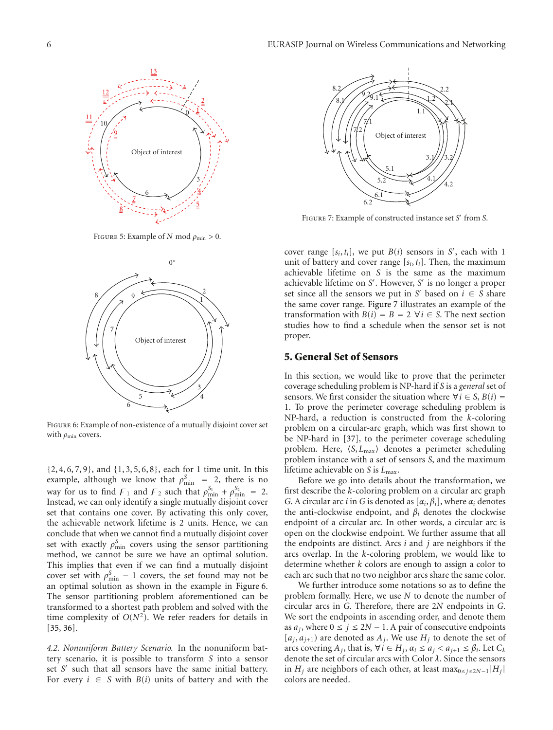FIGURE 5: Example of $N \bmod \rho_{\min} > 0$.

FIGURE 6: Example of non-existence of a mutually disjoint cover set with $\rho_{\min}$ covers.

$\{2, 4, 6, 7, 9\}$, and $\{1, 3, 5, 6, 8\}$, each for 1 time unit. In this example, although we know that $\rho_{\min}^{S} = 2$, there is no way for us to find $\digamma_1$ and $\digamma_2$ such that $\rho_{\min}^{S_1} + \rho_{\min}^{S_2} = 2$. Instead, we can only identify a single mutually disjoint cover set that contains one cover. By activating this only cover, the achievable network lifetime is 2 units. Hence, we can conclude that when we cannot find a mutually disjoint cover set with exactly $\rho_{\min}^{S}$ covers using the sensor partitioning method, we cannot be sure we have an optimal solution. This implies that even if we can find a mutually disjoint cover set with $\rho_{\min}^{S} - 1$ covers, the set found may not be an optimal solution as shown in the example in Figure 6. The sensor partitioning problem aforementioned can be transformed to a shortest path problem and solved with the time complexity of $O(N^2)$. We refer readers for details in [35, 36].

*4.2. Nonuniform Battery Scenario.* In the nonuniform battery scenario, it is possible to transform $S$ into a sensor set $S'$ such that all sensors have the same initial battery. For every $i \in S$ with $B(i)$ units of battery and with the cover range $[s_i, t_i]$, we put $B(i)$ sensors in $S'$, each with 1 unit of battery and cover range $[s_i, t_i]$. Then, the maximum achievable lifetime on $S$ is the same as the maximum achievable lifetime on $S'$. However, $S'$ is no longer a proper set since all the sensors we put in $S'$ based on $i \in S$ share the same cover range. Figure 7 illustrates an example of the transformation with $B(i) = B = 2\ \forall i \in S$. The next section studies how to find a schedule when the sensor set is not proper.

FIGURE 7: Example of constructed instance set $S'$ from $S$.

## 5. General Set of Sensors

In this section, we would like to prove that the perimeter coverage scheduling problem is NP-hard if $S$ is a *general* set of sensors. We first consider the situation where $\forall i \in S, B(i) = 1$. To prove the perimeter coverage scheduling problem is NP-hard, a reduction is constructed from the $k$-coloring problem on a circular-arc graph, which was first shown to be NP-hard in [37], to the perimeter coverage scheduling problem. Here, $\langle S, L_{\max} \rangle$ denotes a perimeter scheduling problem instance with a set of sensors $S$, and the maximum lifetime achievable on $S$ is $L_{\max}$.

Before we go into details about the transformation, we first describe the $k$-coloring problem on a circular arc graph $G$. A circular arc $i$ in $G$ is denoted as $[\alpha_i, \beta_i]$, where $\alpha_i$ denotes the anti-clockwise endpoint, and $\beta_i$ denotes the clockwise endpoint of a circular arc. In other words, a circular arc is open on the clockwise endpoint. We further assume that all the endpoints are distinct. Arcs $i$ and $j$ are neighbors if the arcs overlap. In the $k$-coloring problem, we would like to determine whether $k$ colors are enough to assign a color to each arc such that no two neighbor arcs share the same color.

We further introduce some notations so as to define the problem formally. Here, we use $N$ to denote the number of circular arcs in $G$. Therefore, there are $2N$ endpoints in $G$. We sort the endpoints in ascending order, and denote them as $a_j$, where $0 \leq j \leq 2N - 1$. A pair of consecutive endpoints $[a_j, a_{j+1})$ are denoted as $A_j$. We use $H_j$ to denote the set of arcs covering $A_j$, that is, $\forall i \in H_j, \alpha_i \leq a_j < a_{j+1} \leq \beta_i$. Let $C_\lambda$ denote the set of circular arcs with Color $\lambda$. Since the sensors in $H_j$ are neighbors of each other, at least $\max_{0 \leq j \leq 2N-1} |H_j|$ colors are needed.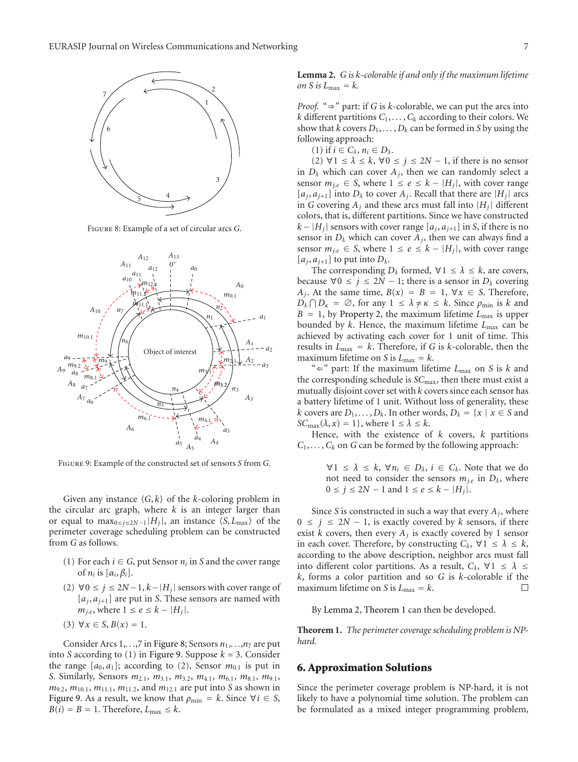FIGURE 8: Example of a set of circular arcs $G$.

FIGURE 9: Example of the constructed set of sensors $S$ from $G$.

Given any instance $\langle G, k\rangle$ of the $k$-coloring problem in the circular arc graph, where $k$ is an integer larger than or equal to $\max_{0\le j\le 2N-1}|H_j|$, an instance $\langle S, L_{\max}\rangle$ of the perimeter coverage scheduling problem can be constructed from $G$ as follows.

(1) For each $i \in G$, put Sensor $n_i$ in $S$ and the cover range of $n_i$ is $[\alpha_i, \beta_i]$.

(2) $\forall 0 \le j \le 2N-1$, $k-|H_j|$ sensors with cover range of $[a_j, a_{j+1}]$ are put in $S$. These sensors are named with $m_{j.e}$, where $1 \le e \le k-|H_j|$.

(3) $\forall x \in S$, $B(x) = 1$.

Consider Arcs $1,\ldots,7$ in Figure 8; Sensors $n_1,\ldots,n_7$ are put into $S$ according to (1) in Figure 9. Suppose $k = 3$. Consider the range $[a_0, a_1]$; according to (2), Sensor $m_{0.1}$ is put in $S$. Similarly, Sensors $m_{2.1}$, $m_{3.1}$, $m_{3.2}$, $m_{4.1}$, $m_{6.1}$, $m_{8.1}$, $m_{9.1}$, $m_{9.2}$, $m_{10.1}$, $m_{11.1}$, $m_{11.2}$, and $m_{12.1}$ are put into $S$ as shown in Figure 9. As a result, we know that $\rho_{\min} = k$. Since $\forall i \in S$, $B(i) = B = 1$. Therefore, $L_{\max} \le k$.

**Lemma 2.** *$G$ is $k$-colorable if and only if the maximum lifetime on $S$ is $L_{\max} = k$.*

*Proof.* "$\Rightarrow$" part: if $G$ is $k$-colorable, we can put the arcs into $k$ different partitions $C_1,\ldots,C_k$ according to their colors. We show that $k$ covers $D_1,\ldots,D_k$ can be formed in $S$ by using the following approach:

(1) if $i \in C_\lambda$, $n_i \in D_\lambda$.

(2) $\forall 1 \le \lambda \le k$, $\forall 0 \le j \le 2N-1$, if there is no sensor in $D_\lambda$ which can cover $A_j$, then we can randomly select a sensor $m_{j.e} \in S$, where $1 \le e \le k-|H_j|$, with cover range $[a_j, a_{j+1}]$ into $D_\lambda$ to cover $A_j$. Recall that there are $|H_j|$ arcs in $G$ covering $A_j$ and these arcs must fall into $|H_j|$ different colors, that is, different partitions. Since we have constructed $k-|H_j|$ sensors with cover range $[a_j, a_{j+1}]$ in $S$, if there is no sensor in $D_\lambda$ which can cover $A_j$, then we can always find a sensor $m_{j.e} \in S$, where $1 \le e \le k-|H_j|$, with cover range $[a_j, a_{j+1}]$ to put into $D_\lambda$.

The corresponding $D_\lambda$ formed, $\forall 1 \le \lambda \le k$, are covers, because $\forall 0 \le j \le 2N-1$; there is a sensor in $D_\lambda$ covering $A_j$. At the same time, $B(x) = B = 1$, $\forall x \in S$. Therefore, $D_\lambda \bigcap D_\kappa = \emptyset$, for any $1 \le \lambda \ne \kappa \le k$. Since $\rho_{\min}$ is $k$ and $B = 1$, by Property 2, the maximum lifetime $L_{\max}$ is upper bounded by $k$. Hence, the maximum lifetime $L_{\max}$ can be achieved by activating each cover for 1 unit of time. This results in $L_{\max} = k$. Therefore, if $G$ is $k$-colorable, then the maximum lifetime on $S$ is $L_{\max} = k$.

"$\Leftarrow$" part: If the maximum lifetime $L_{\max}$ on $S$ is $k$ and the corresponding schedule is $SC_{\max}$, then there must exist a mutually disjoint cover set with $k$ covers since each sensor has a battery lifetime of 1 unit. Without loss of generality, these $k$ covers are $D_1,\ldots,D_k$. In other words, $D_\lambda = \{x \mid x \in S$ and $SC_{\max}(\lambda, x) = 1\}$, where $1 \le \lambda \le k$.

Hence, with the existence of $k$ covers, $k$ partitions $C_1,\ldots,C_k$ on $G$ can be formed by the following approach:

> $\forall 1 \le \lambda \le k$, $\forall n_i \in D_\lambda$, $i \in C_\lambda$. Note that we do not need to consider the sensors $m_{j.e}$ in $D_\lambda$, where $0 \le j \le 2N-1$ and $1 \le e \le k-|H_j|$.

Since $S$ is constructed in such a way that every $A_j$, where $0 \le j \le 2N-1$, is exactly covered by $k$ sensors, if there exist $k$ covers, then every $A_j$ is exactly covered by 1 sensor in each cover. Therefore, by constructing $C_\lambda$, $\forall 1 \le \lambda \le k$, according to the above description, neighbor arcs must fall into different color partitions. As a result, $C_\lambda$, $\forall 1 \le \lambda \le k$, forms a color partition and so $G$ is $k$-colorable if the maximum lifetime on $S$ is $L_{\max} = k$. $\square$

By Lemma 2, Theorem 1 can then be developed.

**Theorem 1.** *The perimeter coverage scheduling problem is NP-hard.*

## 6. Approximation Solutions

Since the perimeter coverage problem is NP-hard, it is not likely to have a polynomial time solution. The problem can be formulated as a mixed integer programming problem,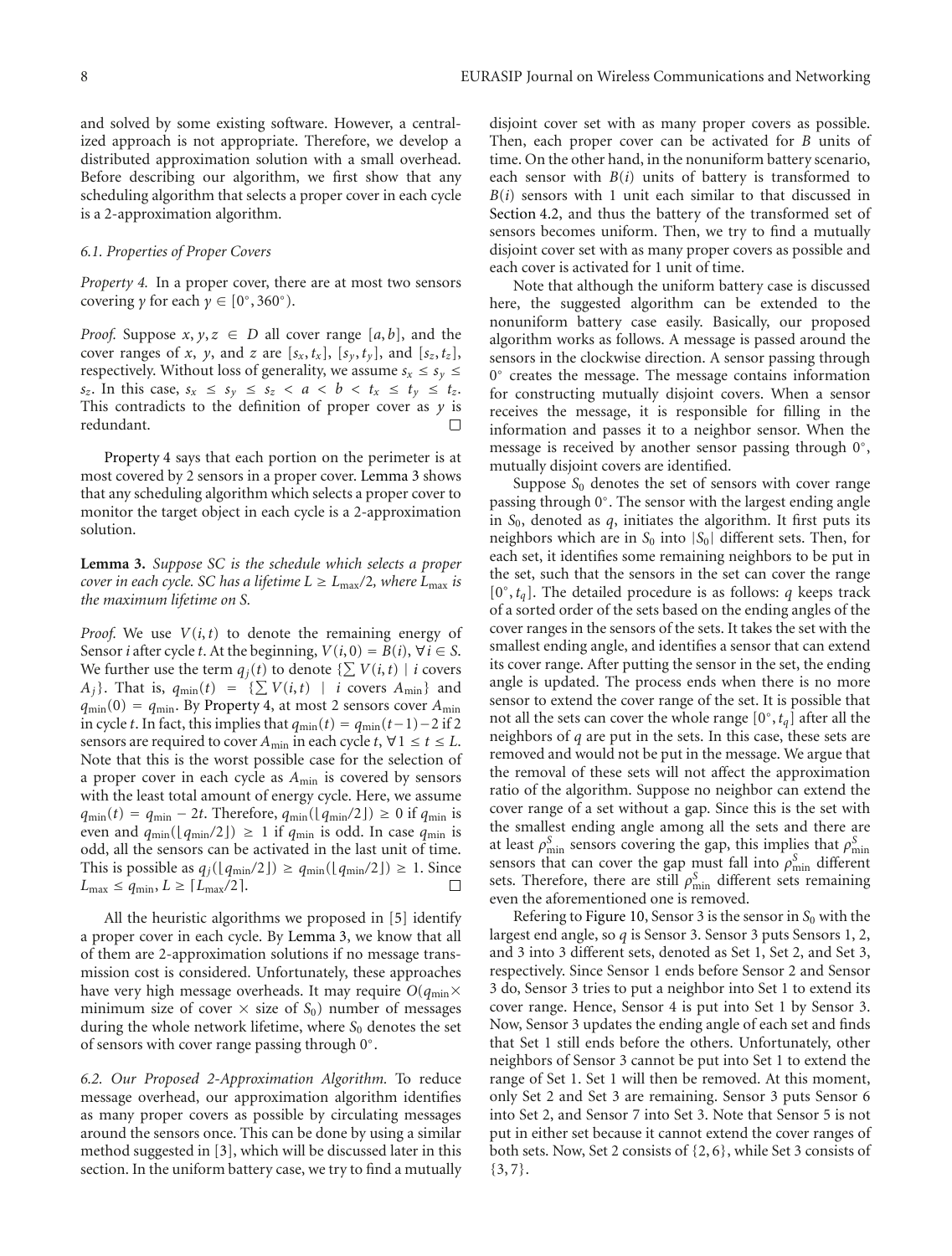and solved by some existing software. However, a centralized approach is not appropriate. Therefore, we develop a distributed approximation solution with a small overhead. Before describing our algorithm, we first show that any scheduling algorithm that selects a proper cover in each cycle is a 2-approximation algorithm.

### 6.1. Properties of Proper Covers

*Property 4.* In a proper cover, there are at most two sensors covering $y$ for each $y \in [0^\circ, 360^\circ)$.

*Proof.* Suppose $x, y, z \in D$ all cover range $[a, b]$, and the cover ranges of $x$, $y$, and $z$ are $[s_x, t_x]$, $[s_y, t_y]$, and $[s_z, t_z]$, respectively. Without loss of generality, we assume $s_x \leq s_y \leq s_z$. In this case, $s_x \leq s_y \leq s_z < a < b < t_x \leq t_y \leq t_z$. This contradicts to the definition of proper cover as $y$ is redundant. □

Property 4 says that each portion on the perimeter is at most covered by 2 sensors in a proper cover. Lemma 3 shows that any scheduling algorithm which selects a proper cover to monitor the target object in each cycle is a 2-approximation solution.

**Lemma 3.** *Suppose SC is the schedule which selects a proper cover in each cycle. SC has a lifetime $L \geq L_{\max}/2$, where $L_{\max}$ is the maximum lifetime on S.*

*Proof.* We use $V(i, t)$ to denote the remaining energy of Sensor $i$ after cycle $t$. At the beginning, $V(i, 0) = B(i)$, $\forall i \in S$. We further use the term $q_j(t)$ to denote $\{\sum V(i, t) \mid i \text{ covers } A_j\}$. That is, $q_{\min}(t) = \{\sum V(i, t) \mid i \text{ covers } A_{\min}\}$ and $q_{\min}(0) = q_{\min}$. By Property 4, at most 2 sensors cover $A_{\min}$ in cycle $t$. In fact, this implies that $q_{\min}(t) = q_{\min}(t-1) - 2$ if 2 sensors are required to cover $A_{\min}$ in each cycle $t$, $\forall\, 1 \leq t \leq L$. Note that this is the worst possible case for the selection of a proper cover in each cycle as $A_{\min}$ is covered by sensors with the least total amount of energy cycle. Here, we assume $q_{\min}(t) = q_{\min} - 2t$. Therefore, $q_{\min}(\lfloor q_{\min}/2 \rfloor) \geq 0$ if $q_{\min}$ is even and $q_{\min}(\lfloor q_{\min}/2 \rfloor) \geq 1$ if $q_{\min}$ is odd. In case $q_{\min}$ is odd, all the sensors can be activated in the last unit of time. This is possible as $q_j(\lfloor q_{\min}/2 \rfloor) \geq q_{\min}(\lfloor q_{\min}/2 \rfloor) \geq 1$. Since $L_{\max} \leq q_{\min}$, $L \geq \lceil L_{\max}/2 \rceil$. □

All the heuristic algorithms we proposed in [5] identify a proper cover in each cycle. By Lemma 3, we know that all of them are 2-approximation solutions if no message transmission cost is considered. Unfortunately, these approaches have very high message overheads. It may require $O(q_{\min} \times$ minimum size of cover $\times$ size of $S_0)$ number of messages during the whole network lifetime, where $S_0$ denotes the set of sensors with cover range passing through $0^\circ$.

### 6.2. Our Proposed 2-Approximation Algorithm.

To reduce message overhead, our approximation algorithm identifies as many proper covers as possible by circulating messages around the sensors once. This can be done by using a similar method suggested in [3], which will be discussed later in this section. In the uniform battery case, we try to find a mutually disjoint cover set with as many proper covers as possible. Then, each proper cover can be activated for $B$ units of time. On the other hand, in the nonuniform battery scenario, each sensor with $B(i)$ units of battery is transformed to $B(i)$ sensors with 1 unit each similar to that discussed in Section 4.2, and thus the battery of the transformed set of sensors becomes uniform. Then, we try to find a mutually disjoint cover set with as many proper covers as possible and each cover is activated for 1 unit of time.

Note that although the uniform battery case is discussed here, the suggested algorithm can be extended to the nonuniform battery case easily. Basically, our proposed algorithm works as follows. A message is passed around the sensors in the clockwise direction. A sensor passing through $0^\circ$ creates the message. The message contains information for constructing mutually disjoint covers. When a sensor receives the message, it is responsible for filling in the information and passes it to a neighbor sensor. When the message is received by another sensor passing through $0^\circ$, mutually disjoint covers are identified.

Suppose $S_0$ denotes the set of sensors with cover range passing through $0^\circ$. The sensor with the largest ending angle in $S_0$, denoted as $q$, initiates the algorithm. It first puts its neighbors which are in $S_0$ into $|S_0|$ different sets. Then, for each set, it identifies some remaining neighbors to be put in the set, such that the sensors in the set can cover the range $[0^\circ, t_q]$. The detailed procedure is as follows: $q$ keeps track of a sorted order of the sets based on the ending angles of the cover ranges in the sensors of the sets. It takes the set with the smallest ending angle, and identifies a sensor that can extend its cover range. After putting the sensor in the set, the ending angle is updated. The process ends when there is no more sensor to extend the cover range of the set. It is possible that not all the sets can cover the whole range $[0^\circ, t_q]$ after all the neighbors of $q$ are put in the sets. In this case, these sets are removed and would not be put in the message. We argue that the removal of these sets will not affect the approximation ratio of the algorithm. Suppose no neighbor can extend the cover range of a set without a gap. Since this is the set with the smallest ending angle among all the sets and there are at least $\rho^S_{\min}$ sensors covering the gap, this implies that $\rho^S_{\min}$ sensors that can cover the gap must fall into $\rho^S_{\min}$ different sets. Therefore, there are still $\rho^S_{\min}$ different sets remaining even the aforementioned one is removed.

Refering to Figure 10, Sensor 3 is the sensor in $S_0$ with the largest end angle, so $q$ is Sensor 3. Sensor 3 puts Sensors 1, 2, and 3 into 3 different sets, denoted as Set 1, Set 2, and Set 3, respectively. Since Sensor 1 ends before Sensor 2 and Sensor 3 do, Sensor 3 tries to put a neighbor into Set 1 to extend its cover range. Hence, Sensor 4 is put into Set 1 by Sensor 3. Now, Sensor 3 updates the ending angle of each set and finds that Set 1 still ends before the others. Unfortunately, other neighbors of Sensor 3 cannot be put into Set 1 to extend the range of Set 1. Set 1 will then be removed. At this moment, only Set 2 and Set 3 are remaining. Sensor 3 puts Sensor 6 into Set 2, and Sensor 7 into Set 3. Note that Sensor 5 is not put in either set because it cannot extend the cover ranges of both sets. Now, Set 2 consists of $\{2, 6\}$, while Set 3 consists of $\{3, 7\}$.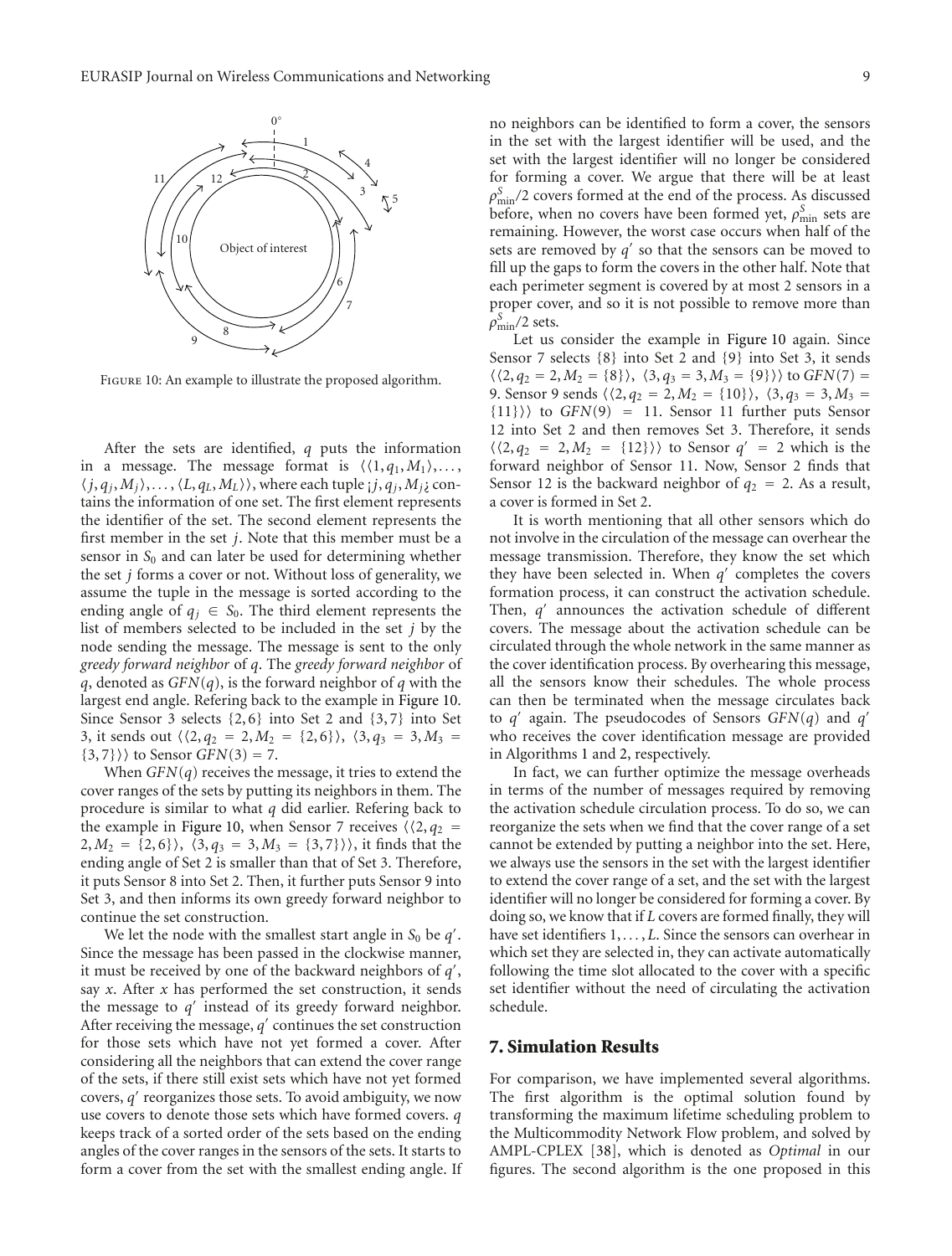0°

1

4

11

12

2

3

5

10

Object of interest

6

7

8

9

Figure 10: An example to illustrate the proposed algorithm.

After the sets are identified, $q$ puts the information in a message. The message format is $\langle\langle 1, q_1, M_1\rangle, \ldots, \langle j, q_j, M_j\rangle, \ldots, \langle L, q_L, M_L\rangle\rangle$, where each tuple ¡$j, q_j, M_j$¿ contains the information of one set. The first element represents the identifier of the set. The second element represents the first member in the set $j$. Note that this member must be a sensor in $S_0$ and can later be used for determining whether the set $j$ forms a cover or not. Without loss of generality, we assume the tuple in the message is sorted according to the ending angle of $q_j \in S_0$. The third element represents the list of members selected to be included in the set $j$ by the node sending the message. The message is sent to the only *greedy forward neighbor* of $q$. The *greedy forward neighbor* of $q$, denoted as $GFN(q)$, is the forward neighbor of $q$ with the largest end angle. Refering back to the example in Figure 10. Since Sensor 3 selects $\{2, 6\}$ into Set 2 and $\{3, 7\}$ into Set 3, it sends out $\langle\langle 2, q_2 = 2, M_2 = \{2, 6\}\rangle, \langle 3, q_3 = 3, M_3 = \{3, 7\}\rangle\rangle$ to Sensor $GFN(3) = 7$.

When $GFN(q)$ receives the message, it tries to extend the cover ranges of the sets by putting its neighbors in them. The procedure is similar to what $q$ did earlier. Refering back to the example in Figure 10, when Sensor 7 receives $\langle\langle 2, q_2 = 2, M_2 = \{2, 6\}\rangle, \langle 3, q_3 = 3, M_3 = \{3, 7\}\rangle\rangle$, it finds that the ending angle of Set 2 is smaller than that of Set 3. Therefore, it puts Sensor 8 into Set 2. Then, it further puts Sensor 9 into Set 3, and then informs its own greedy forward neighbor to continue the set construction.

We let the node with the smallest start angle in $S_0$ be $q'$. Since the message has been passed in the clockwise manner, it must be received by one of the backward neighbors of $q'$, say $x$. After $x$ has performed the set construction, it sends the message to $q'$ instead of its greedy forward neighbor. After receiving the message, $q'$ continues the set construction for those sets which have not yet formed a cover. After considering all the neighbors that can extend the cover range of the sets, if there still exist sets which have not yet formed covers, $q'$ reorganizes those sets. To avoid ambiguity, we now use covers to denote those sets which have formed covers. $q$ keeps track of a sorted order of the sets based on the ending angles of the cover ranges in the sensors of the sets. It starts to form a cover from the set with the smallest ending angle. If no neighbors can be identified to form a cover, the sensors in the set with the largest identifier will be used, and the set with the largest identifier will no longer be considered for forming a cover. We argue that there will be at least $\rho^S_{\min}/2$ covers formed at the end of the process. As discussed before, when no covers have been formed yet, $\rho^S_{\min}$ sets are remaining. However, the worst case occurs when half of the sets are removed by $q'$ so that the sensors can be moved to fill up the gaps to form the covers in the other half. Note that each perimeter segment is covered by at most 2 sensors in a proper cover, and so it is not possible to remove more than $\rho^S_{\min}/2$ sets.

Let us consider the example in Figure 10 again. Since Sensor 7 selects $\{8\}$ into Set 2 and $\{9\}$ into Set 3, it sends $\langle\langle 2, q_2 = 2, M_2 = \{8\}\rangle, \langle 3, q_3 = 3, M_3 = \{9\}\rangle\rangle$ to $GFN(7) = 9$. Sensor 9 sends $\langle\langle 2, q_2 = 2, M_2 = \{10\}\rangle, \langle 3, q_3 = 3, M_3 = \{11\}\rangle\rangle$ to $GFN(9) = 11$. Sensor 11 further puts Sensor 12 into Set 2 and then removes Set 3. Therefore, it sends $\langle\langle 2, q_2 = 2, M_2 = \{12\}\rangle\rangle$ to Sensor $q' = 2$ which is the forward neighbor of Sensor 11. Now, Sensor 2 finds that Sensor 12 is the backward neighbor of $q_2 = 2$. As a result, a cover is formed in Set 2.

It is worth mentioning that all other sensors which do not involve in the circulation of the message can overhear the message transmission. Therefore, they know the set which they have been selected in. When $q'$ completes the covers formation process, it can construct the activation schedule. Then, $q'$ announces the activation schedule of different covers. The message about the activation schedule can be circulated through the whole network in the same manner as the cover identification process. By overhearing this message, all the sensors know their schedules. The whole process can then be terminated when the message circulates back to $q'$ again. The pseudocodes of Sensors $GFN(q)$ and $q'$ who receives the cover identification message are provided in Algorithms 1 and 2, respectively.

In fact, we can further optimize the message overheads in terms of the number of messages required by removing the activation schedule circulation process. To do so, we can reorganize the sets when we find that the cover range of a set cannot be extended by putting a neighbor into the set. Here, we always use the sensors in the set with the largest identifier to extend the cover range of a set, and the set with the largest identifier will no longer be considered for forming a cover. By doing so, we know that if $L$ covers are formed finally, they will have set identifiers $1, \ldots, L$. Since the sensors can overhear in which set they are selected in, they can activate automatically following the time slot allocated to the cover with a specific set identifier without the need of circulating the activation schedule.

## 7. Simulation Results

For comparison, we have implemented several algorithms. The first algorithm is the optimal solution found by transforming the maximum lifetime scheduling problem to the Multicommodity Network Flow problem, and solved by AMPL-CPLEX [38], which is denoted as *Optimal* in our figures. The second algorithm is the one proposed in this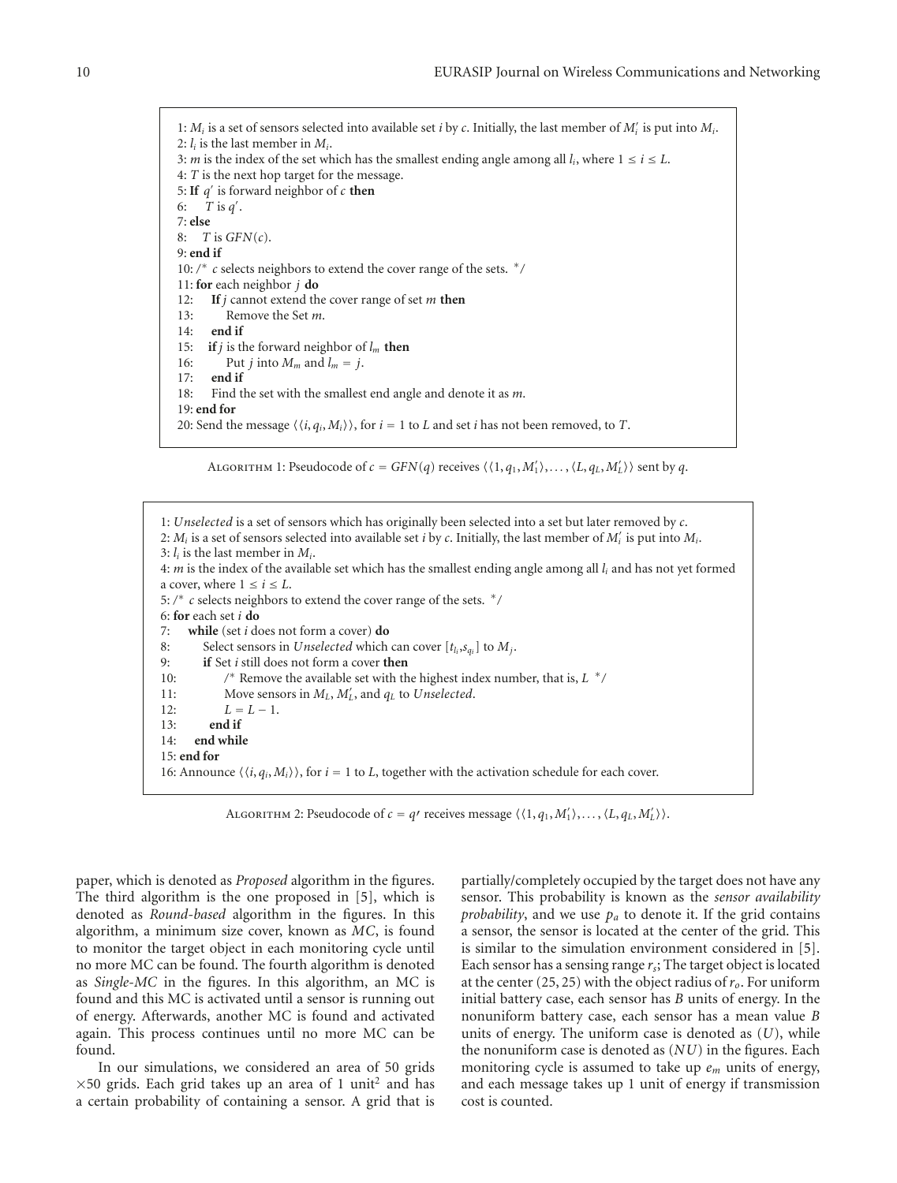```
1: M_i is a set of sensors selected into available set i by c. Initially, the last member of M'_i is put into M_i.
2: l_i is the last member in M_i.
3: m is the index of the set which has the smallest ending angle among all l_i, where 1 ≤ i ≤ L.
4: T is the next hop target for the message.
5: If q' is forward neighbor of c then
6:     T is q'.
7: else
8:     T is GFN(c).
9: end if
10: /* c selects neighbors to extend the cover range of the sets. */
11: for each neighbor j do
12:     If j cannot extend the cover range of set m then
13:         Remove the Set m.
14:     end if
15:     if j is the forward neighbor of l_m then
16:         Put j into M_m and l_m = j.
17:     end if
18:     Find the set with the smallest end angle and denote it as m.
19: end for
20: Send the message ⟨⟨i, q_i, M_i⟩⟩, for i = 1 to L and set i has not been removed, to T.
```

Algorithm 1: Pseudocode of $c = GFN(q)$ receives $\langle\langle 1, q_1, M'_1\rangle, \ldots, \langle L, q_L, M'_L\rangle\rangle$ sent by $q$.

```
1: Unselected is a set of sensors which has originally been selected into a set but later removed by c.
2: M_i is a set of sensors selected into available set i by c. Initially, the last member of M'_i is put into M_i.
3: l_i is the last member in M_i.
4: m is the index of the available set which has the smallest ending angle among all l_i and has not yet formed
a cover, where 1 ≤ i ≤ L.
5: /* c selects neighbors to extend the cover range of the sets. */
6: for each set i do
7:     while (set i does not form a cover) do
8:         Select sensors in Unselected which can cover [t_{l_i}, s_{q_i}] to M_j.
9:         if Set i still does not form a cover then
10:            /* Remove the available set with the highest index number, that is, L */
11:            Move sensors in M_L, M'_L, and q_L to Unselected.
12:            L = L − 1.
13:        end if
14:    end while
15: end for
16: Announce ⟨⟨i, q_i, M_i⟩⟩, for i = 1 to L, together with the activation schedule for each cover.
```

Algorithm 2: Pseudocode of $c = q\prime$ receives message $\langle\langle 1, q_1, M'_1\rangle, \ldots, \langle L, q_L, M'_L\rangle\rangle$.

paper, which is denoted as *Proposed* algorithm in the figures. The third algorithm is the one proposed in [5], which is denoted as *Round-based* algorithm in the figures. In this algorithm, a minimum size cover, known as *MC*, is found to monitor the target object in each monitoring cycle until no more MC can be found. The fourth algorithm is denoted as *Single-MC* in the figures. In this algorithm, an MC is found and this MC is activated until a sensor is running out of energy. Afterwards, another MC is found and activated again. This process continues until no more MC can be found.

In our simulations, we considered an area of 50 grids $\times 50$ grids. Each grid takes up an area of 1 unit$^2$ and has a certain probability of containing a sensor. A grid that is partially/completely occupied by the target does not have any sensor. This probability is known as the *sensor availability probability*, and we use $p_a$ to denote it. If the grid contains a sensor, the sensor is located at the center of the grid. This is similar to the simulation environment considered in [5]. Each sensor has a sensing range $r_s$; The target object is located at the center (25, 25) with the object radius of $r_o$. For uniform initial battery case, each sensor has $B$ units of energy. In the nonuniform battery case, each sensor has a mean value $B$ units of energy. The uniform case is denoted as ($U$), while the nonuniform case is denoted as ($NU$) in the figures. Each monitoring cycle is assumed to take up $e_m$ units of energy, and each message takes up 1 unit of energy if transmission cost is counted.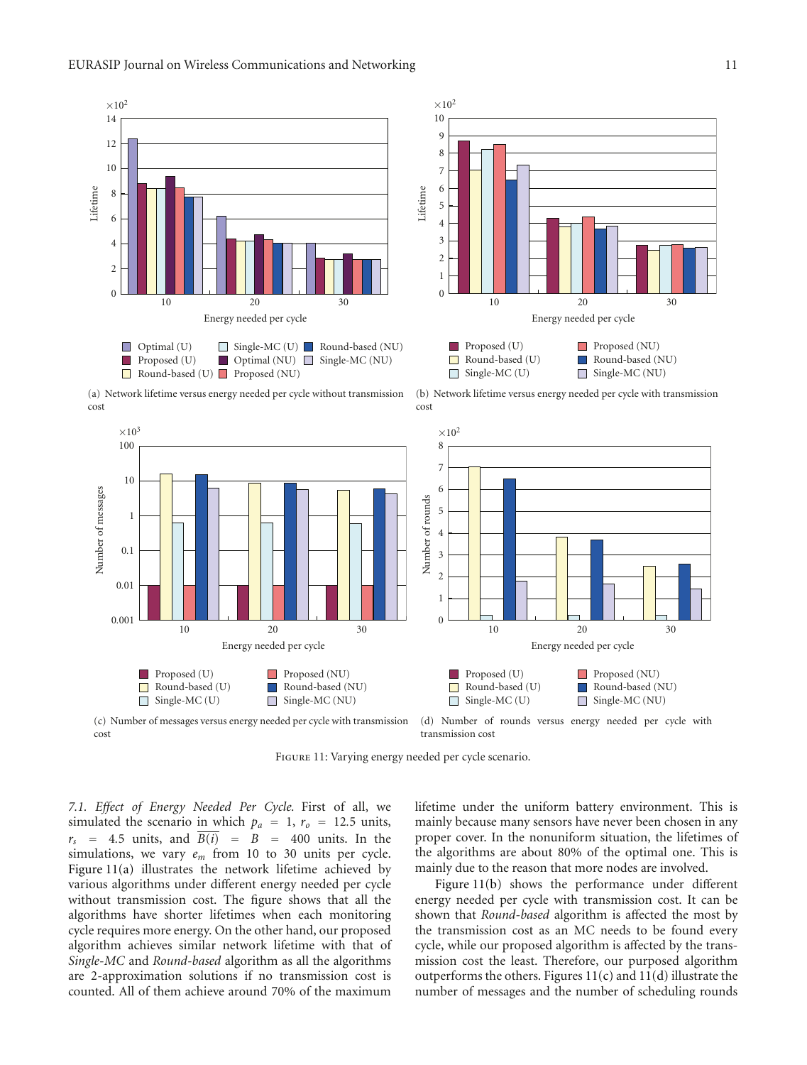×10²
14
12
10
8
6
4
2
0
Lifetime
10
20
30
Energy needed per cycle

Optimal (U)
Proposed (U)
Round-based (U)
Single-MC (U)
Optimal (NU)
Proposed (NU)
Round-based (NU)
Single-MC (NU)

(a) Network lifetime versus energy needed per cycle without transmission cost

×10²
10
9
8
7
6
5
4
3
2
1
0
Lifetime
10
20
30
Energy needed per cycle

Proposed (U)
Round-based (U)
Single-MC (U)
Proposed (NU)
Round-based (NU)
Single-MC (NU)

(b) Network lifetime versus energy needed per cycle with transmission cost

×10³
100
10
1
0.1
0.01
0.001
Number of messages
10
20
30
Energy needed per cycle

Proposed (U)
Round-based (U)
Single-MC (U)
Proposed (NU)
Round-based (NU)
Single-MC (NU)

(c) Number of messages versus energy needed per cycle with transmission cost

×10²
8
7
6
5
4
3
2
1
0
Number of rounds
10
20
30
Energy needed per cycle

Proposed (U)
Round-based (U)
Single-MC (U)
Proposed (NU)
Round-based (NU)
Single-MC (NU)

(d) Number of rounds versus energy needed per cycle with transmission cost

Figure 11: Varying energy needed per cycle scenario.

*7.1. Effect of Energy Needed Per Cycle.* First of all, we simulated the scenario in which $p_a = 1$, $r_o = 12.5$ units, $r_s = 4.5$ units, and $\overline{B(i)} = B = 400$ units. In the simulations, we vary $e_m$ from 10 to 30 units per cycle. Figure 11(a) illustrates the network lifetime achieved by various algorithms under different energy needed per cycle without transmission cost. The figure shows that all the algorithms have shorter lifetimes when each monitoring cycle requires more energy. On the other hand, our proposed algorithm achieves similar network lifetime with that of *Single-MC* and *Round-based* algorithm as all the algorithms are 2-approximation solutions if no transmission cost is counted. All of them achieve around 70% of the maximum lifetime under the uniform battery environment. This is mainly because many sensors have never been chosen in any proper cover. In the nonuniform situation, the lifetimes of the algorithms are about 80% of the optimal one. This is mainly due to the reason that more nodes are involved.

Figure 11(b) shows the performance under different energy needed per cycle with transmission cost. It can be shown that *Round-based* algorithm is affected the most by the transmission cost as an MC needs to be found every cycle, while our proposed algorithm is affected by the transmission cost the least. Therefore, our purposed algorithm outperforms the others. Figures 11(c) and 11(d) illustrate the number of messages and the number of scheduling rounds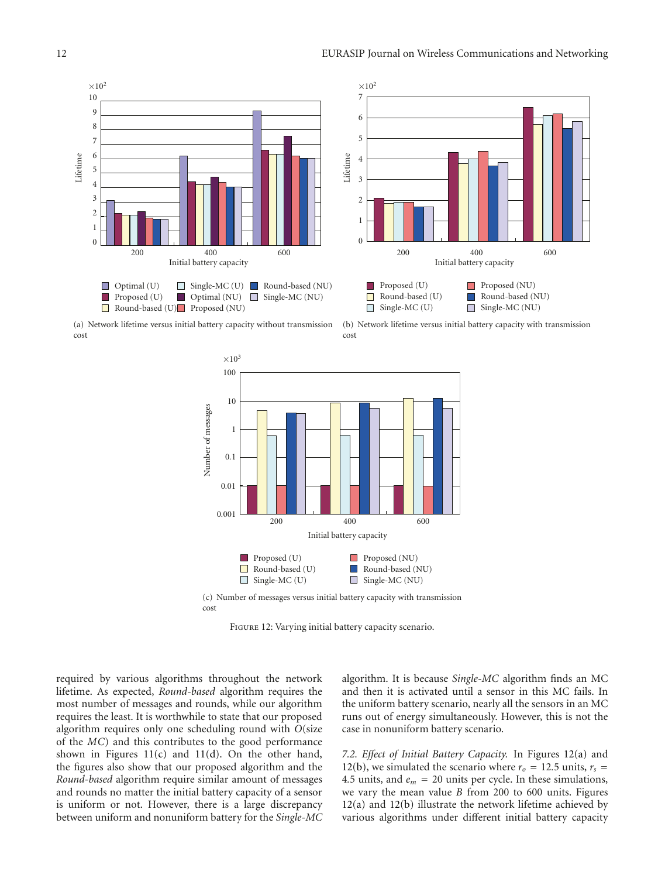×10^2

10
9
8
7
6
5
4
3
2
1
0

Lifetime

200 400 600

Initial battery capacity

Optimal (U) Single-MC (U) Round-based (NU)
Proposed (U) Optimal (NU) Single-MC (NU)
Round-based (U) Proposed (NU)

(a) Network lifetime versus initial battery capacity without transmission cost

×10^2

7
6
5
4
3
2
1
0

Lifetime

200 400 600

Initial battery capacity

Proposed (U) Proposed (NU)
Round-based (U) Round-based (NU)
Single-MC (U) Single-MC (NU)

(b) Network lifetime versus initial battery capacity with transmission cost

×10^3

100
10
1
0.1
0.01
0.001

Number of messages

200 400 600

Initial battery capacity

Proposed (U) Proposed (NU)
Round-based (U) Round-based (NU)
Single-MC (U) Single-MC (NU)

(c) Number of messages versus initial battery capacity with transmission cost

Figure 12: Varying initial battery capacity scenario.

required by various algorithms throughout the network lifetime. As expected, *Round-based* algorithm requires the most number of messages and rounds, while our algorithm requires the least. It is worthwhile to state that our proposed algorithm requires only one scheduling round with $O$(size of the *MC*) and this contributes to the good performance shown in Figures 11(c) and 11(d). On the other hand, the figures also show that our proposed algorithm and the *Round-based* algorithm require similar amount of messages and rounds no matter the initial battery capacity of a sensor is uniform or not. However, there is a large discrepancy between uniform and nonuniform battery for the *Single-MC* algorithm. It is because *Single-MC* algorithm finds an MC and then it is activated until a sensor in this MC fails. In the uniform battery scenario, nearly all the sensors in an MC runs out of energy simultaneously. However, this is not the case in nonuniform battery scenario.

*7.2. Effect of Initial Battery Capacity.* In Figures 12(a) and 12(b), we simulated the scenario where $r_o = 12.5$ units, $r_s = 4.5$ units, and $e_m = 20$ units per cycle. In these simulations, we vary the mean value $B$ from 200 to 600 units. Figures 12(a) and 12(b) illustrate the network lifetime achieved by various algorithms under different initial battery capacity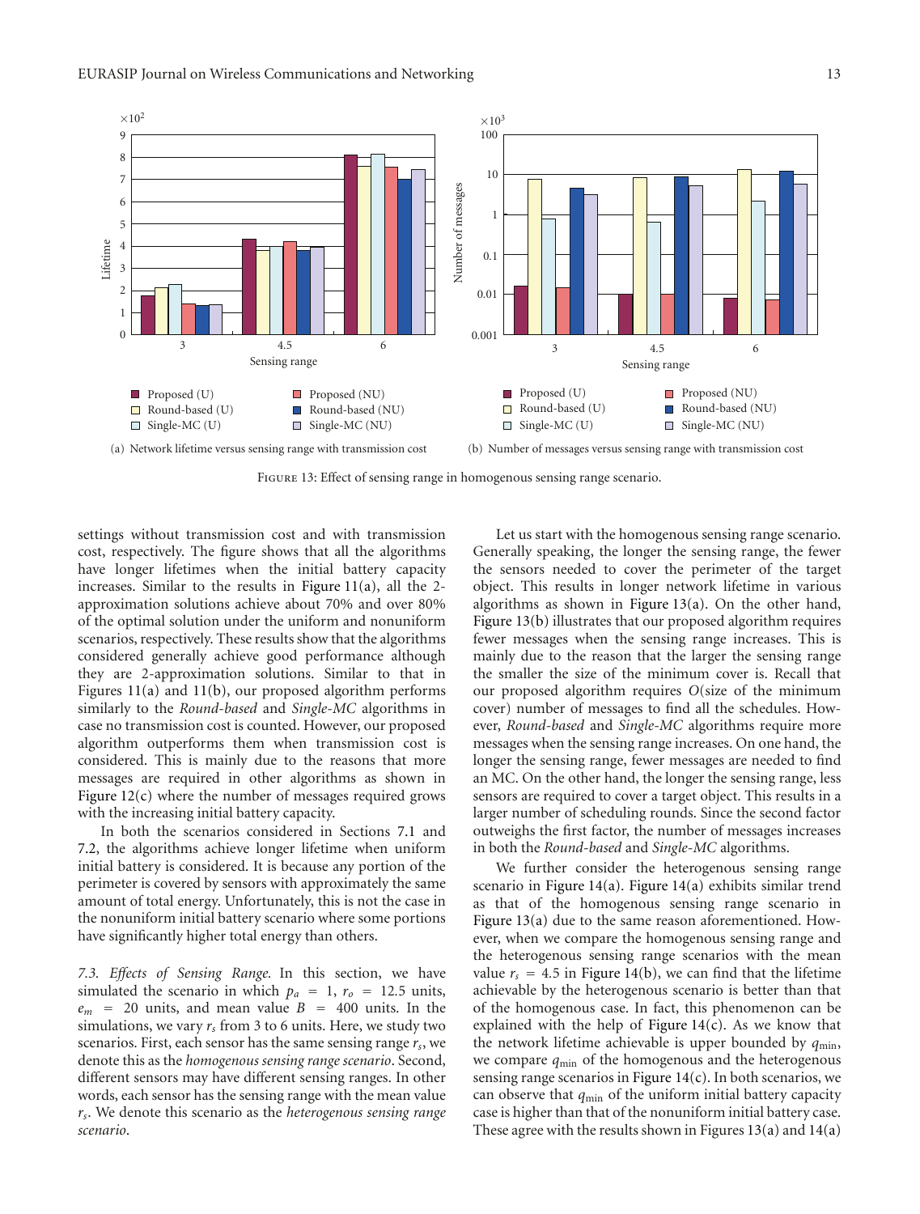$\times 10^2$

9

8

7

6

5

4

3

2

1

0

Lifetime

3

4.5

6

Sensing range

Proposed (U)

Round-based (U)

Single-MC (U)

Proposed (NU)

Round-based (NU)

Single-MC (NU)

(a) Network lifetime versus sensing range with transmission cost

$\times 10^3$

100

10

1

0.1

0.01

0.001

Number of messages

3

4.5

6

Sensing range

Proposed (U)

Round-based (U)

Single-MC (U)

Proposed (NU)

Round-based (NU)

Single-MC (NU)

(b) Number of messages versus sensing range with transmission cost

Figure 13: Effect of sensing range in homogenous sensing range scenario.

settings without transmission cost and with transmission cost, respectively. The figure shows that all the algorithms have longer lifetimes when the initial battery capacity increases. Similar to the results in Figure 11(a), all the 2-approximation solutions achieve about 70% and over 80% of the optimal solution under the uniform and nonuniform scenarios, respectively. These results show that the algorithms considered generally achieve good performance although they are 2-approximation solutions. Similar to that in Figures 11(a) and 11(b), our proposed algorithm performs similarly to the *Round-based* and *Single-MC* algorithms in case no transmission cost is counted. However, our proposed algorithm outperforms them when transmission cost is considered. This is mainly due to the reasons that more messages are required in other algorithms as shown in Figure 12(c) where the number of messages required grows with the increasing initial battery capacity.

In both the scenarios considered in Sections 7.1 and 7.2, the algorithms achieve longer lifetime when uniform initial battery is considered. It is because any portion of the perimeter is covered by sensors with approximately the same amount of total energy. Unfortunately, this is not the case in the nonuniform initial battery scenario where some portions have significantly higher total energy than others.

*7.3. Effects of Sensing Range.* In this section, we have simulated the scenario in which $p_a = 1$, $r_o = 12.5$ units, $e_m = 20$ units, and mean value $B = 400$ units. In the simulations, we vary $r_s$ from 3 to 6 units. Here, we study two scenarios. First, each sensor has the same sensing range $r_s$, we denote this as the *homogenous sensing range scenario*. Second, different sensors may have different sensing ranges. In other words, each sensor has the sensing range with the mean value $r_s$. We denote this scenario as the *heterogenous sensing range scenario*.

Let us start with the homogenous sensing range scenario. Generally speaking, the longer the sensing range, the fewer the sensors needed to cover the perimeter of the target object. This results in longer network lifetime in various algorithms as shown in Figure 13(a). On the other hand, Figure 13(b) illustrates that our proposed algorithm requires fewer messages when the sensing range increases. This is mainly due to the reason that the larger the sensing range the smaller the size of the minimum cover is. Recall that our proposed algorithm requires $O$(size of the minimum cover) number of messages to find all the schedules. However, *Round-based* and *Single-MC* algorithms require more messages when the sensing range increases. On one hand, the longer the sensing range, fewer messages are needed to find an MC. On the other hand, the longer the sensing range, less sensors are required to cover a target object. This results in a larger number of scheduling rounds. Since the second factor outweighs the first factor, the number of messages increases in both the *Round-based* and *Single-MC* algorithms.

We further consider the heterogenous sensing range scenario in Figure 14(a). Figure 14(a) exhibits similar trend as that of the homogenous sensing range scenario in Figure 13(a) due to the same reason aforementioned. However, when we compare the homogenous sensing range and the heterogenous sensing range scenarios with the mean value $r_s = 4.5$ in Figure 14(b), we can find that the lifetime achievable by the heterogenous scenario is better than that of the homogenous case. In fact, this phenomenon can be explained with the help of Figure 14(c). As we know that the network lifetime achievable is upper bounded by $q_{\min}$, we compare $q_{\min}$ of the homogenous and the heterogenous sensing range scenarios in Figure 14(c). In both scenarios, we can observe that $q_{\min}$ of the uniform initial battery capacity case is higher than that of the nonuniform initial battery case. These agree with the results shown in Figures 13(a) and 14(a)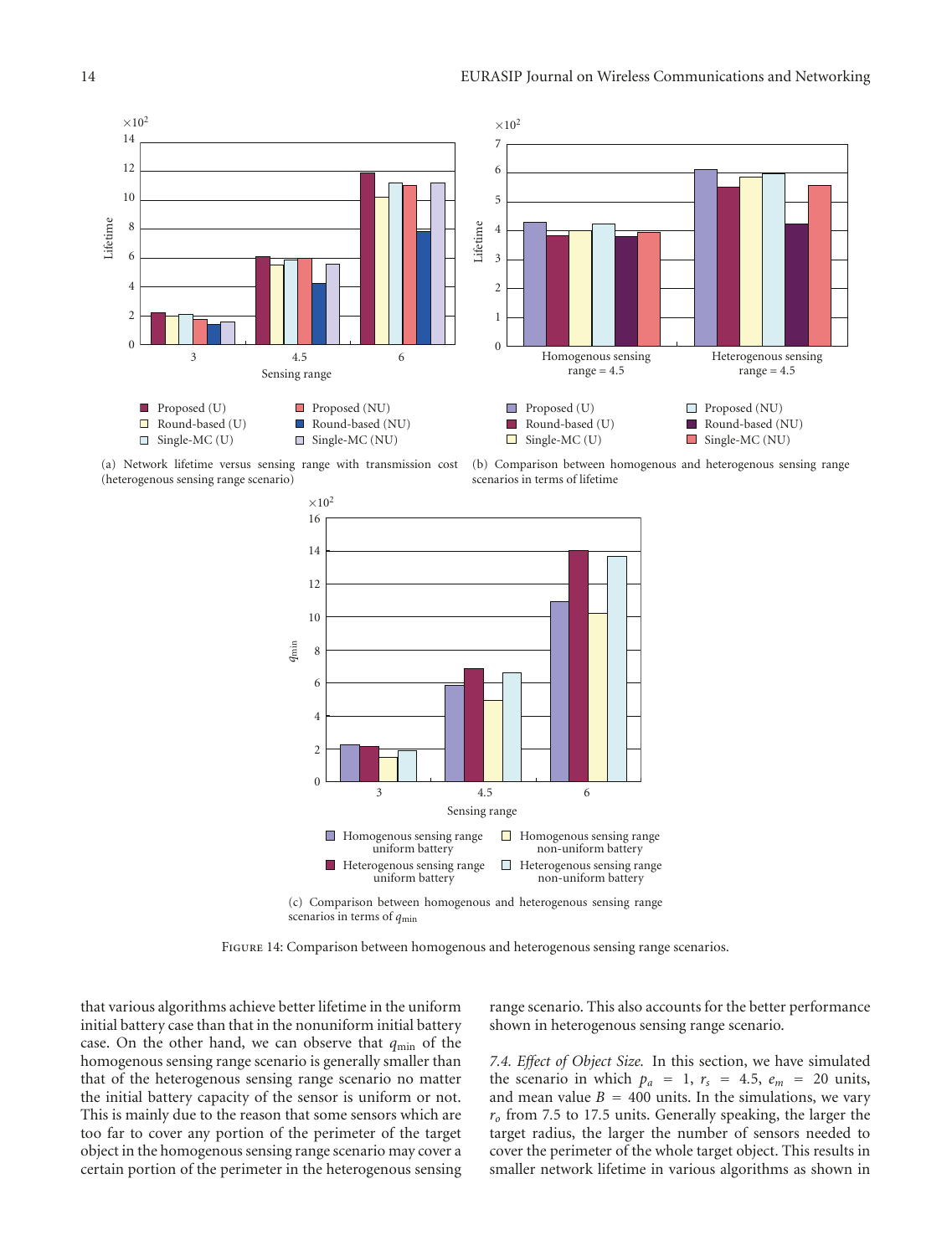×10^2
14
12
10
8
6
4
2
0
Lifetime
3
4.5
6
Sensing range

Proposed (U)
Round-based (U)
Single-MC (U)
Proposed (NU)
Round-based (NU)
Single-MC (NU)

(a) Network lifetime versus sensing range with transmission cost (heterogenous sensing range scenario)

×10^2
7
6
5
4
3
2
1
0
Lifetime
Homogenous sensing range = 4.5
Heterogenous sensing range = 4.5

Proposed (U)
Round-based (U)
Single-MC (U)
Proposed (NU)
Round-based (NU)
Single-MC (NU)

(b) Comparison between homogenous and heterogenous sensing range scenarios in terms of lifetime

×10^2
16
14
12
10
8
6
4
2
0
$q_{\min}$
3
4.5
6
Sensing range

Homogenous sensing range uniform battery
Heterogenous sensing range uniform battery
Homogenous sensing range non-uniform battery
Heterogenous sensing range non-uniform battery

(c) Comparison between homogenous and heterogenous sensing range scenarios in terms of $q_{\min}$

Figure 14: Comparison between homogenous and heterogenous sensing range scenarios.

that various algorithms achieve better lifetime in the uniform initial battery case than that in the nonuniform initial battery case. On the other hand, we can observe that $q_{\min}$ of the homogenous sensing range scenario is generally smaller than that of the heterogenous sensing range scenario no matter the initial battery capacity of the sensor is uniform or not. This is mainly due to the reason that some sensors which are too far to cover any portion of the perimeter of the target object in the homogenous sensing range scenario may cover a certain portion of the perimeter in the heterogenous sensing range scenario. This also accounts for the better performance shown in heterogenous sensing range scenario.

*7.4. Effect of Object Size.* In this section, we have simulated the scenario in which $p_a = 1$, $r_s = 4.5$, $e_m = 20$ units, and mean value $B = 400$ units. In the simulations, we vary $r_o$ from 7.5 to 17.5 units. Generally speaking, the larger the target radius, the larger the number of sensors needed to cover the perimeter of the whole target object. This results in smaller network lifetime in various algorithms as shown in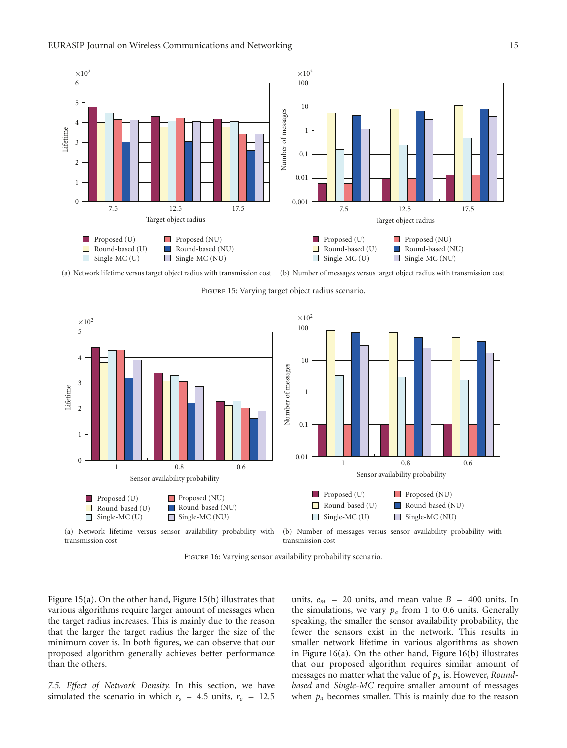×10²

6

5

4

3

2

1

0

Lifetime

7.5

12.5

17.5

Target object radius

Proposed (U)

Round-based (U)

Single-MC (U)

Proposed (NU)

Round-based (NU)

Single-MC (NU)

(a) Network lifetime versus target object radius with transmission cost

×10³

100

10

1

0.1

0.01

0.001

Number of messages

7.5

12.5

17.5

Target object radius

Proposed (U)

Round-based (U)

Single-MC (U)

Proposed (NU)

Round-based (NU)

Single-MC (NU)

(b) Number of messages versus target object radius with transmission cost

Figure 15: Varying target object radius scenario.

×10²

5

4

3

2

1

0

Lifetime

1

0.8

0.6

Sensor availability probability

Proposed (U)

Round-based (U)

Single-MC (U)

Proposed (NU)

Round-based (NU)

Single-MC (NU)

(a) Network lifetime versus sensor availability probability with transmission cost

×10²

100

10

1

0.1

0.01

Number of messages

1

0.8

0.6

Sensor availability probability

Proposed (U)

Round-based (U)

Single-MC (U)

Proposed (NU)

Round-based (NU)

Single-MC (NU)

(b) Number of messages versus sensor availability probability with transmission cost

Figure 16: Varying sensor availability probability scenario.

Figure 15(a). On the other hand, Figure 15(b) illustrates that various algorithms require larger amount of messages when the target radius increases. This is mainly due to the reason that the larger the target radius the larger the size of the minimum cover is. In both figures, we can observe that our proposed algorithm generally achieves better performance than the others.

*7.5. Effect of Network Density.* In this section, we have simulated the scenario in which $r_s = 4.5$ units, $r_o = 12.5$ units, $e_m = 20$ units, and mean value $B = 400$ units. In the simulations, we vary $p_a$ from 1 to 0.6 units. Generally speaking, the smaller the sensor availability probability, the fewer the sensors exist in the network. This results in smaller network lifetime in various algorithms as shown in Figure 16(a). On the other hand, Figure 16(b) illustrates that our proposed algorithm requires similar amount of messages no matter what the value of $p_a$ is. However, *Round-based* and *Single-MC* require smaller amount of messages when $p_a$ becomes smaller. This is mainly due to the reason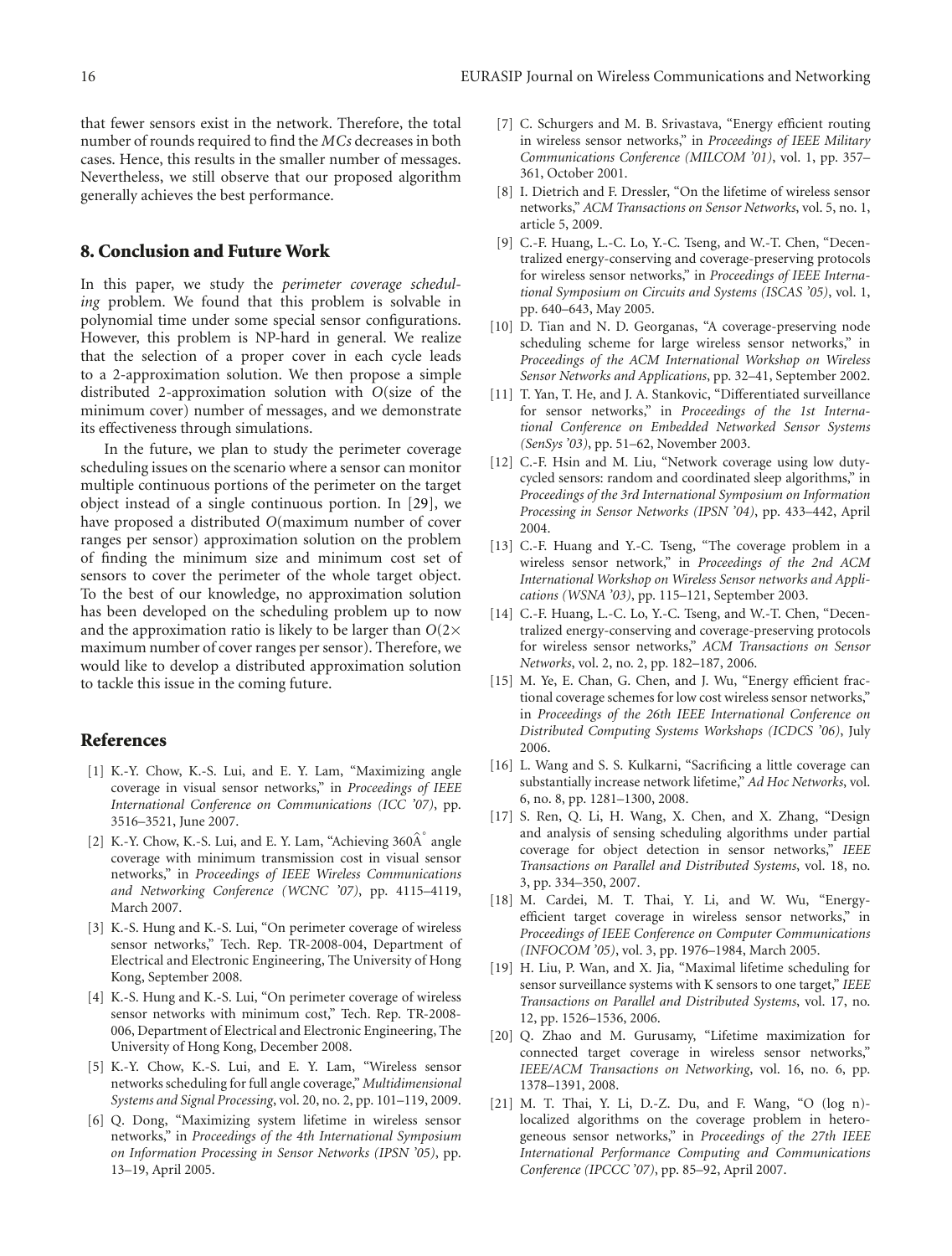that fewer sensors exist in the network. Therefore, the total number of rounds required to find the *MCs* decreases in both cases. Hence, this results in the smaller number of messages. Nevertheless, we still observe that our proposed algorithm generally achieves the best performance.

## 8. Conclusion and Future Work

In this paper, we study the *perimeter coverage scheduling* problem. We found that this problem is solvable in polynomial time under some special sensor configurations. However, this problem is NP-hard in general. We realize that the selection of a proper cover in each cycle leads to a 2-approximation solution. We then propose a simple distributed 2-approximation solution with $O$(size of the minimum cover) number of messages, and we demonstrate its effectiveness through simulations.

In the future, we plan to study the perimeter coverage scheduling issues on the scenario where a sensor can monitor multiple continuous portions of the perimeter on the target object instead of a single continuous portion. In [29], we have proposed a distributed $O$(maximum number of cover ranges per sensor) approximation solution on the problem of finding the minimum size and minimum cost set of sensors to cover the perimeter of the whole target object. To the best of our knowledge, no approximation solution has been developed on the scheduling problem up to now and the approximation ratio is likely to be larger than $O(2\times$ maximum number of cover ranges per sensor). Therefore, we would like to develop a distributed approximation solution to tackle this issue in the coming future.

## References

[1] K.-Y. Chow, K.-S. Lui, and E. Y. Lam, "Maximizing angle coverage in visual sensor networks," in *Proceedings of IEEE International Conference on Communications (ICC '07)*, pp. 3516–3521, June 2007.

[2] K.-Y. Chow, K.-S. Lui, and E. Y. Lam, "Achieving 360Â° angle coverage with minimum transmission cost in visual sensor networks," in *Proceedings of IEEE Wireless Communications and Networking Conference (WCNC '07)*, pp. 4115–4119, March 2007.

[3] K.-S. Hung and K.-S. Lui, "On perimeter coverage of wireless sensor networks," Tech. Rep. TR-2008-004, Department of Electrical and Electronic Engineering, The University of Hong Kong, September 2008.

[4] K.-S. Hung and K.-S. Lui, "On perimeter coverage of wireless sensor networks with minimum cost," Tech. Rep. TR-2008-006, Department of Electrical and Electronic Engineering, The University of Hong Kong, December 2008.

[5] K.-Y. Chow, K.-S. Lui, and E. Y. Lam, "Wireless sensor networks scheduling for full angle coverage," *Multidimensional Systems and Signal Processing*, vol. 20, no. 2, pp. 101–119, 2009.

[6] Q. Dong, "Maximizing system lifetime in wireless sensor networks," in *Proceedings of the 4th International Symposium on Information Processing in Sensor Networks (IPSN '05)*, pp. 13–19, April 2005.

[7] C. Schurgers and M. B. Srivastava, "Energy efficient routing in wireless sensor networks," in *Proceedings of IEEE Military Communications Conference (MILCOM '01)*, vol. 1, pp. 357–361, October 2001.

[8] I. Dietrich and F. Dressler, "On the lifetime of wireless sensor networks," *ACM Transactions on Sensor Networks*, vol. 5, no. 1, article 5, 2009.

[9] C.-F. Huang, L.-C. Lo, Y.-C. Tseng, and W.-T. Chen, "Decentralized energy-conserving and coverage-preserving protocols for wireless sensor networks," in *Proceedings of IEEE International Symposium on Circuits and Systems (ISCAS '05)*, vol. 1, pp. 640–643, May 2005.

[10] D. Tian and N. D. Georganas, "A coverage-preserving node scheduling scheme for large wireless sensor networks," in *Proceedings of the ACM International Workshop on Wireless Sensor Networks and Applications*, pp. 32–41, September 2002.

[11] T. Yan, T. He, and J. A. Stankovic, "Differentiated surveillance for sensor networks," in *Proceedings of the 1st International Conference on Embedded Networked Sensor Systems (SenSys '03)*, pp. 51–62, November 2003.

[12] C.-F. Hsin and M. Liu, "Network coverage using low duty-cycled sensors: random and coordinated sleep algorithms," in *Proceedings of the 3rd International Symposium on Information Processing in Sensor Networks (IPSN '04)*, pp. 433–442, April 2004.

[13] C.-F. Huang and Y.-C. Tseng, "The coverage problem in a wireless sensor network," in *Proceedings of the 2nd ACM International Workshop on Wireless Sensor networks and Applications (WSNA '03)*, pp. 115–121, September 2003.

[14] C.-F. Huang, L.-C. Lo, Y.-C. Tseng, and W.-T. Chen, "Decentralized energy-conserving and coverage-preserving protocols for wireless sensor networks," *ACM Transactions on Sensor Networks*, vol. 2, no. 2, pp. 182–187, 2006.

[15] M. Ye, E. Chan, G. Chen, and J. Wu, "Energy efficient fractional coverage schemes for low cost wireless sensor networks," in *Proceedings of the 26th IEEE International Conference on Distributed Computing Systems Workshops (ICDCS '06)*, July 2006.

[16] L. Wang and S. S. Kulkarni, "Sacrificing a little coverage can substantially increase network lifetime," *Ad Hoc Networks*, vol. 6, no. 8, pp. 1281–1300, 2008.

[17] S. Ren, Q. Li, H. Wang, X. Chen, and X. Zhang, "Design and analysis of sensing scheduling algorithms under partial coverage for object detection in sensor networks," *IEEE Transactions on Parallel and Distributed Systems*, vol. 18, no. 3, pp. 334–350, 2007.

[18] M. Cardei, M. T. Thai, Y. Li, and W. Wu, "Energy-efficient target coverage in wireless sensor networks," in *Proceedings of IEEE Conference on Computer Communications (INFOCOM '05)*, vol. 3, pp. 1976–1984, March 2005.

[19] H. Liu, P. Wan, and X. Jia, "Maximal lifetime scheduling for sensor surveillance systems with K sensors to one target," *IEEE Transactions on Parallel and Distributed Systems*, vol. 17, no. 12, pp. 1526–1536, 2006.

[20] Q. Zhao and M. Gurusamy, "Lifetime maximization for connected target coverage in wireless sensor networks," *IEEE/ACM Transactions on Networking*, vol. 16, no. 6, pp. 1378–1391, 2008.

[21] M. T. Thai, Y. Li, D.-Z. Du, and F. Wang, "O (log n)-localized algorithms on the coverage problem in heterogeneous sensor networks," in *Proceedings of the 27th IEEE International Performance Computing and Communications Conference (IPCCC '07)*, pp. 85–92, April 2007.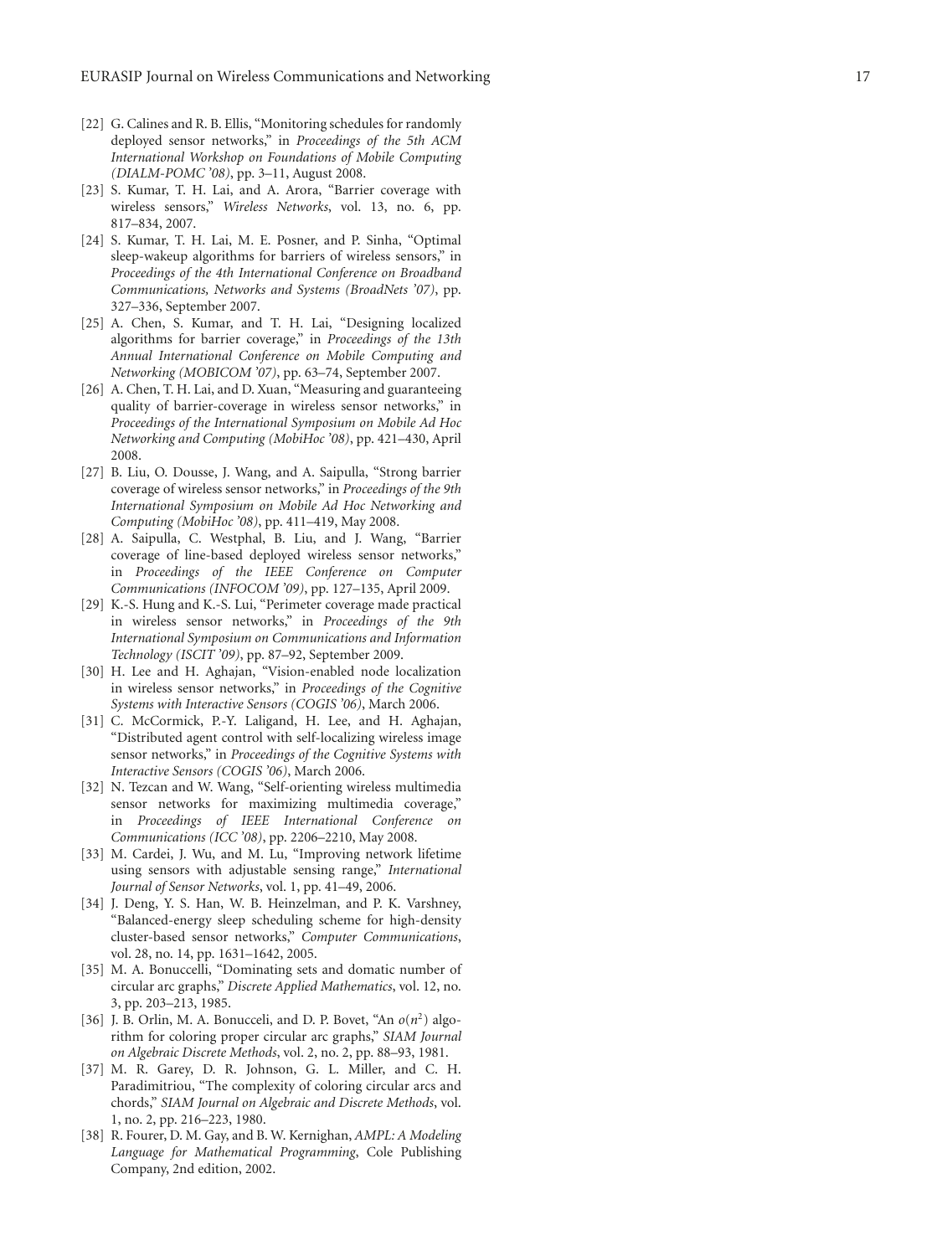[22] G. Calines and R. B. Ellis, "Monitoring schedules for randomly deployed sensor networks," in *Proceedings of the 5th ACM International Workshop on Foundations of Mobile Computing (DIALM-POMC '08)*, pp. 3–11, August 2008.

[23] S. Kumar, T. H. Lai, and A. Arora, "Barrier coverage with wireless sensors," *Wireless Networks*, vol. 13, no. 6, pp. 817–834, 2007.

[24] S. Kumar, T. H. Lai, M. E. Posner, and P. Sinha, "Optimal sleep-wakeup algorithms for barriers of wireless sensors," in *Proceedings of the 4th International Conference on Broadband Communications, Networks and Systems (BroadNets '07)*, pp. 327–336, September 2007.

[25] A. Chen, S. Kumar, and T. H. Lai, "Designing localized algorithms for barrier coverage," in *Proceedings of the 13th Annual International Conference on Mobile Computing and Networking (MOBICOM '07)*, pp. 63–74, September 2007.

[26] A. Chen, T. H. Lai, and D. Xuan, "Measuring and guaranteeing quality of barrier-coverage in wireless sensor networks," in *Proceedings of the International Symposium on Mobile Ad Hoc Networking and Computing (MobiHoc '08)*, pp. 421–430, April 2008.

[27] B. Liu, O. Dousse, J. Wang, and A. Saipulla, "Strong barrier coverage of wireless sensor networks," in *Proceedings of the 9th International Symposium on Mobile Ad Hoc Networking and Computing (MobiHoc '08)*, pp. 411–419, May 2008.

[28] A. Saipulla, C. Westphal, B. Liu, and J. Wang, "Barrier coverage of line-based deployed wireless sensor networks," in *Proceedings of the IEEE Conference on Computer Communications (INFOCOM '09)*, pp. 127–135, April 2009.

[29] K.-S. Hung and K.-S. Lui, "Perimeter coverage made practical in wireless sensor networks," in *Proceedings of the 9th International Symposium on Communications and Information Technology (ISCIT '09)*, pp. 87–92, September 2009.

[30] H. Lee and H. Aghajan, "Vision-enabled node localization in wireless sensor networks," in *Proceedings of the Cognitive Systems with Interactive Sensors (COGIS '06)*, March 2006.

[31] C. McCormick, P.-Y. Laligand, H. Lee, and H. Aghajan, "Distributed agent control with self-localizing wireless image sensor networks," in *Proceedings of the Cognitive Systems with Interactive Sensors (COGIS '06)*, March 2006.

[32] N. Tezcan and W. Wang, "Self-orienting wireless multimedia sensor networks for maximizing multimedia coverage," in *Proceedings of IEEE International Conference on Communications (ICC '08)*, pp. 2206–2210, May 2008.

[33] M. Cardei, J. Wu, and M. Lu, "Improving network lifetime using sensors with adjustable sensing range," *International Journal of Sensor Networks*, vol. 1, pp. 41–49, 2006.

[34] J. Deng, Y. S. Han, W. B. Heinzelman, and P. K. Varshney, "Balanced-energy sleep scheduling scheme for high-density cluster-based sensor networks," *Computer Communications*, vol. 28, no. 14, pp. 1631–1642, 2005.

[35] M. A. Bonuccelli, "Dominating sets and domatic number of circular arc graphs," *Discrete Applied Mathematics*, vol. 12, no. 3, pp. 203–213, 1985.

[36] J. B. Orlin, M. A. Bonucceli, and D. P. Bovet, "An $o(n^2)$ algorithm for coloring proper circular arc graphs," *SIAM Journal on Algebraic Discrete Methods*, vol. 2, no. 2, pp. 88–93, 1981.

[37] M. R. Garey, D. R. Johnson, G. L. Miller, and C. H. Paradimitriou, "The complexity of coloring circular arcs and chords," *SIAM Journal on Algebraic and Discrete Methods*, vol. 1, no. 2, pp. 216–223, 1980.

[38] R. Fourer, D. M. Gay, and B. W. Kernighan, *AMPL: A Modeling Language for Mathematical Programming*, Cole Publishing Company, 2nd edition, 2002.